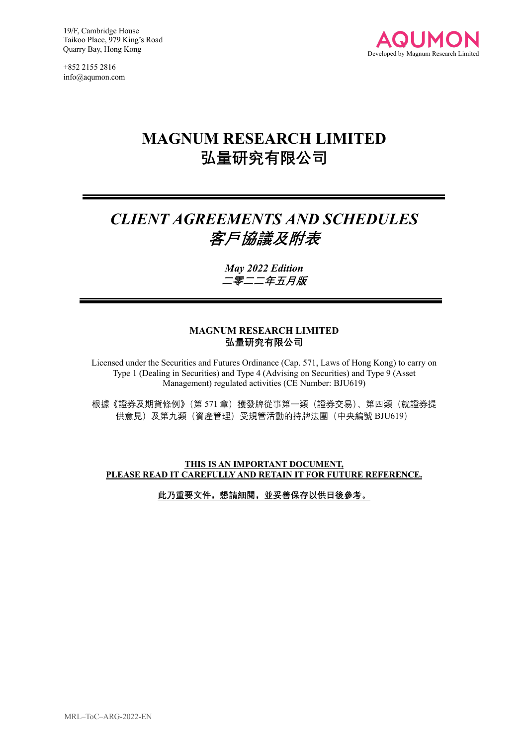19/F, Cambridge House
Taikoo Place, 979 King's Road
Quarry Bay, Hong Kong

+852 2155 2816
info@aqumon.com

AQUMON
Developed by Magnum Research Limited

# MAGNUM RESEARCH LIMITED
# 弘量研究有限公司

---

## *CLIENT AGREEMENTS AND SCHEDULES*
## *客戶協議及附表*

***May 2022 Edition***
***二零二二年五月版***

---

**MAGNUM RESEARCH LIMITED**
**弘量研究有限公司**

Licensed under the Securities and Futures Ordinance (Cap. 571, Laws of Hong Kong) to carry on Type 1 (Dealing in Securities) and Type 4 (Advising on Securities) and Type 9 (Asset Management) regulated activities (CE Number: BJU619)

根據《證券及期貨條例》(第 571 章)獲發牌從事第一類(證券交易)、第四類(就證券提供意見)及第九類(資產管理)受規管活動的持牌法團(中央編號 BJU619)

**THIS IS AN IMPORTANT DOCUMENT,**
**PLEASE READ IT CAREFULLY AND RETAIN IT FOR FUTURE REFERENCE.**

**此乃重要文件，懇請細閱，並妥善保存以供日後參考。**

MRL–ToC–ARG-2022-EN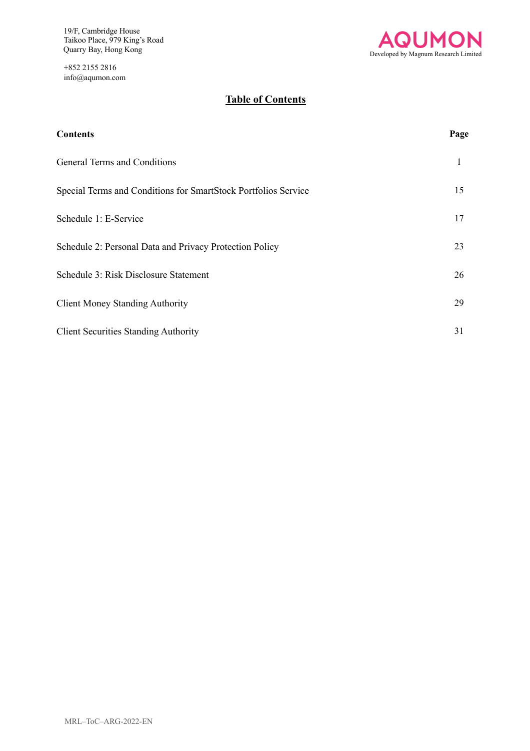19/F, Cambridge House
Taikoo Place, 979 King's Road
Quarry Bay, Hong Kong

+852 2155 2816
info@aqumon.com

**AQUMON**
Developed by Magnum Research Limited

# Table of Contents

| Contents | Page |
| --- | --- |
| General Terms and Conditions | 1 |
| Special Terms and Conditions for SmartStock Portfolios Service | 15 |
| Schedule 1: E-Service | 17 |
| Schedule 2: Personal Data and Privacy Protection Policy | 23 |
| Schedule 3: Risk Disclosure Statement | 26 |
| Client Money Standing Authority | 29 |
| Client Securities Standing Authority | 31 |

MRL–ToC–ARG-2022-EN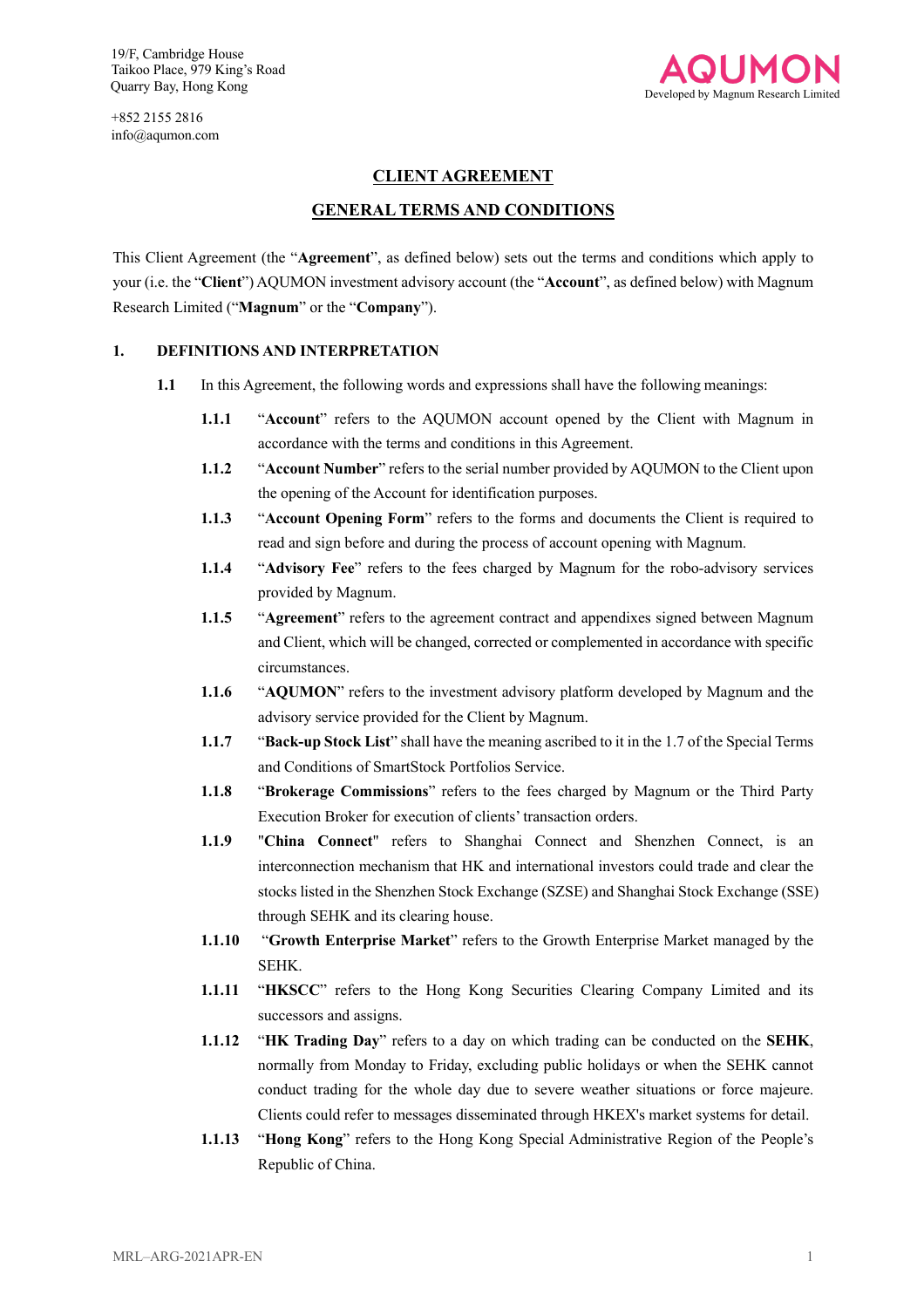19/F, Cambridge House
Taikoo Place, 979 King's Road
Quarry Bay, Hong Kong

+852 2155 2816
info@aqumon.com

**AQUMON**
Developed by Magnum Research Limited

# CLIENT AGREEMENT

## GENERAL TERMS AND CONDITIONS

This Client Agreement (the "**Agreement**", as defined below) sets out the terms and conditions which apply to your (i.e. the "**Client**") AQUMON investment advisory account (the "**Account**", as defined below) with Magnum Research Limited ("**Magnum**" or the "**Company**").

### 1. DEFINITIONS AND INTERPRETATION

**1.1** In this Agreement, the following words and expressions shall have the following meanings:

**1.1.1** "**Account**" refers to the AQUMON account opened by the Client with Magnum in accordance with the terms and conditions in this Agreement.

**1.1.2** "**Account Number**" refers to the serial number provided by AQUMON to the Client upon the opening of the Account for identification purposes.

**1.1.3** "**Account Opening Form**" refers to the forms and documents the Client is required to read and sign before and during the process of account opening with Magnum.

**1.1.4** "**Advisory Fee**" refers to the fees charged by Magnum for the robo-advisory services provided by Magnum.

**1.1.5** "**Agreement**" refers to the agreement contract and appendixes signed between Magnum and Client, which will be changed, corrected or complemented in accordance with specific circumstances.

**1.1.6** "**AQUMON**" refers to the investment advisory platform developed by Magnum and the advisory service provided for the Client by Magnum.

**1.1.7** "**Back-up Stock List**" shall have the meaning ascribed to it in the 1.7 of the Special Terms and Conditions of SmartStock Portfolios Service.

**1.1.8** "**Brokerage Commissions**" refers to the fees charged by Magnum or the Third Party Execution Broker for execution of clients' transaction orders.

**1.1.9** "**China Connect**" refers to Shanghai Connect and Shenzhen Connect, is an interconnection mechanism that HK and international investors could trade and clear the stocks listed in the Shenzhen Stock Exchange (SZSE) and Shanghai Stock Exchange (SSE) through SEHK and its clearing house.

**1.1.10** "**Growth Enterprise Market**" refers to the Growth Enterprise Market managed by the SEHK.

**1.1.11** "**HKSCC**" refers to the Hong Kong Securities Clearing Company Limited and its successors and assigns.

**1.1.12** "**HK Trading Day**" refers to a day on which trading can be conducted on the **SEHK**, normally from Monday to Friday, excluding public holidays or when the SEHK cannot conduct trading for the whole day due to severe weather situations or force majeure. Clients could refer to messages disseminated through HKEX's market systems for detail.

**1.1.13** "**Hong Kong**" refers to the Hong Kong Special Administrative Region of the People's Republic of China.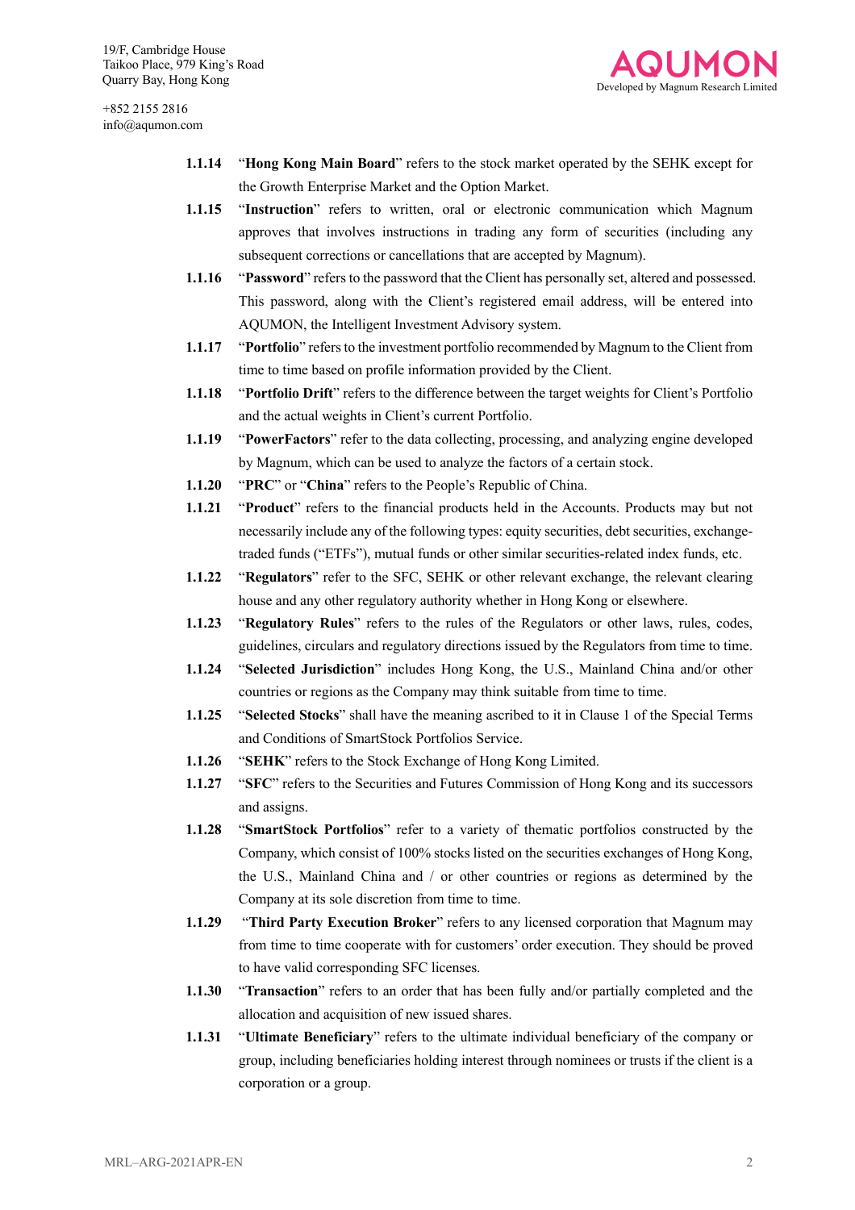**1.1.14** "**Hong Kong Main Board**" refers to the stock market operated by the SEHK except for the Growth Enterprise Market and the Option Market.

**1.1.15** "**Instruction**" refers to written, oral or electronic communication which Magnum approves that involves instructions in trading any form of securities (including any subsequent corrections or cancellations that are accepted by Magnum).

**1.1.16** "**Password**" refers to the password that the Client has personally set, altered and possessed. This password, along with the Client's registered email address, will be entered into AQUMON, the Intelligent Investment Advisory system.

**1.1.17** "**Portfolio**" refers to the investment portfolio recommended by Magnum to the Client from time to time based on profile information provided by the Client.

**1.1.18** "**Portfolio Drift**" refers to the difference between the target weights for Client's Portfolio and the actual weights in Client's current Portfolio.

**1.1.19** "**PowerFactors**" refer to the data collecting, processing, and analyzing engine developed by Magnum, which can be used to analyze the factors of a certain stock.

**1.1.20** "**PRC**" or "**China**" refers to the People's Republic of China.

**1.1.21** "**Product**" refers to the financial products held in the Accounts. Products may but not necessarily include any of the following types: equity securities, debt securities, exchange-traded funds ("ETFs"), mutual funds or other similar securities-related index funds, etc.

**1.1.22** "**Regulators**" refer to the SFC, SEHK or other relevant exchange, the relevant clearing house and any other regulatory authority whether in Hong Kong or elsewhere.

**1.1.23** "**Regulatory Rules**" refers to the rules of the Regulators or other laws, rules, codes, guidelines, circulars and regulatory directions issued by the Regulators from time to time.

**1.1.24** "**Selected Jurisdiction**" includes Hong Kong, the U.S., Mainland China and/or other countries or regions as the Company may think suitable from time to time.

**1.1.25** "**Selected Stocks**" shall have the meaning ascribed to it in Clause 1 of the Special Terms and Conditions of SmartStock Portfolios Service.

**1.1.26** "**SEHK**" refers to the Stock Exchange of Hong Kong Limited.

**1.1.27** "**SFC**" refers to the Securities and Futures Commission of Hong Kong and its successors and assigns.

**1.1.28** "**SmartStock Portfolios**" refer to a variety of thematic portfolios constructed by the Company, which consist of 100% stocks listed on the securities exchanges of Hong Kong, the U.S., Mainland China and / or other countries or regions as determined by the Company at its sole discretion from time to time.

**1.1.29** "**Third Party Execution Broker**" refers to any licensed corporation that Magnum may from time to time cooperate with for customers' order execution. They should be proved to have valid corresponding SFC licenses.

**1.1.30** "**Transaction**" refers to an order that has been fully and/or partially completed and the allocation and acquisition of new issued shares.

**1.1.31** "**Ultimate Beneficiary**" refers to the ultimate individual beneficiary of the company or group, including beneficiaries holding interest through nominees or trusts if the client is a corporation or a group.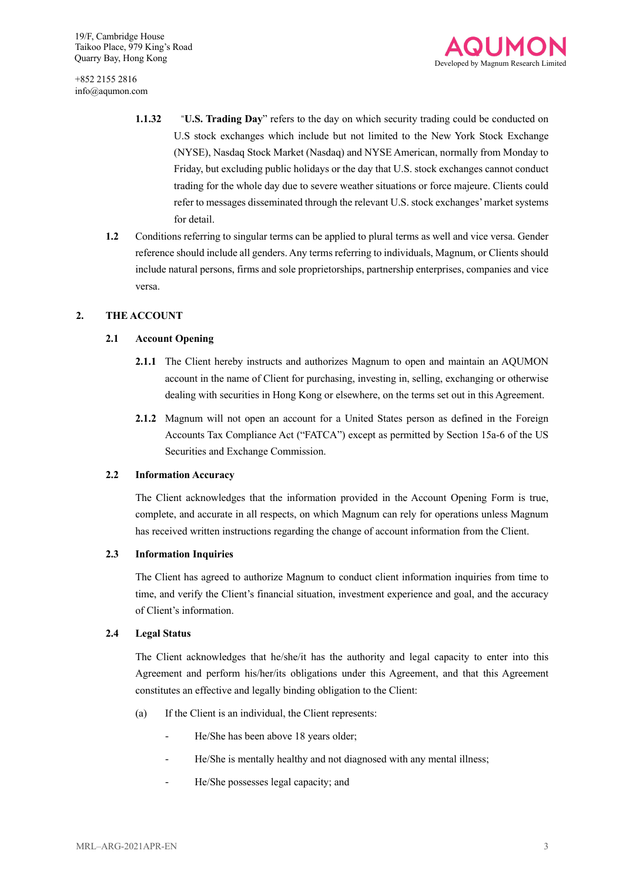**1.1.32** "**U.S. Trading Day**" refers to the day on which security trading could be conducted on U.S stock exchanges which include but not limited to the New York Stock Exchange (NYSE), Nasdaq Stock Market (Nasdaq) and NYSE American, normally from Monday to Friday, but excluding public holidays or the day that U.S. stock exchanges cannot conduct trading for the whole day due to severe weather situations or force majeure. Clients could refer to messages disseminated through the relevant U.S. stock exchanges' market systems for detail.

**1.2** Conditions referring to singular terms can be applied to plural terms as well and vice versa. Gender reference should include all genders. Any terms referring to individuals, Magnum, or Clients should include natural persons, firms and sole proprietorships, partnership enterprises, companies and vice versa.

## 2. THE ACCOUNT

### 2.1 Account Opening

**2.1.1** The Client hereby instructs and authorizes Magnum to open and maintain an AQUMON account in the name of Client for purchasing, investing in, selling, exchanging or otherwise dealing with securities in Hong Kong or elsewhere, on the terms set out in this Agreement.

**2.1.2** Magnum will not open an account for a United States person as defined in the Foreign Accounts Tax Compliance Act ("FATCA") except as permitted by Section 15a-6 of the US Securities and Exchange Commission.

### 2.2 Information Accuracy

The Client acknowledges that the information provided in the Account Opening Form is true, complete, and accurate in all respects, on which Magnum can rely for operations unless Magnum has received written instructions regarding the change of account information from the Client.

### 2.3 Information Inquiries

The Client has agreed to authorize Magnum to conduct client information inquiries from time to time, and verify the Client's financial situation, investment experience and goal, and the accuracy of Client's information.

### 2.4 Legal Status

The Client acknowledges that he/she/it has the authority and legal capacity to enter into this Agreement and perform his/her/its obligations under this Agreement, and that this Agreement constitutes an effective and legally binding obligation to the Client:

(a) If the Client is an individual, the Client represents:

- He/She has been above 18 years older;
- He/She is mentally healthy and not diagnosed with any mental illness;
- He/She possesses legal capacity; and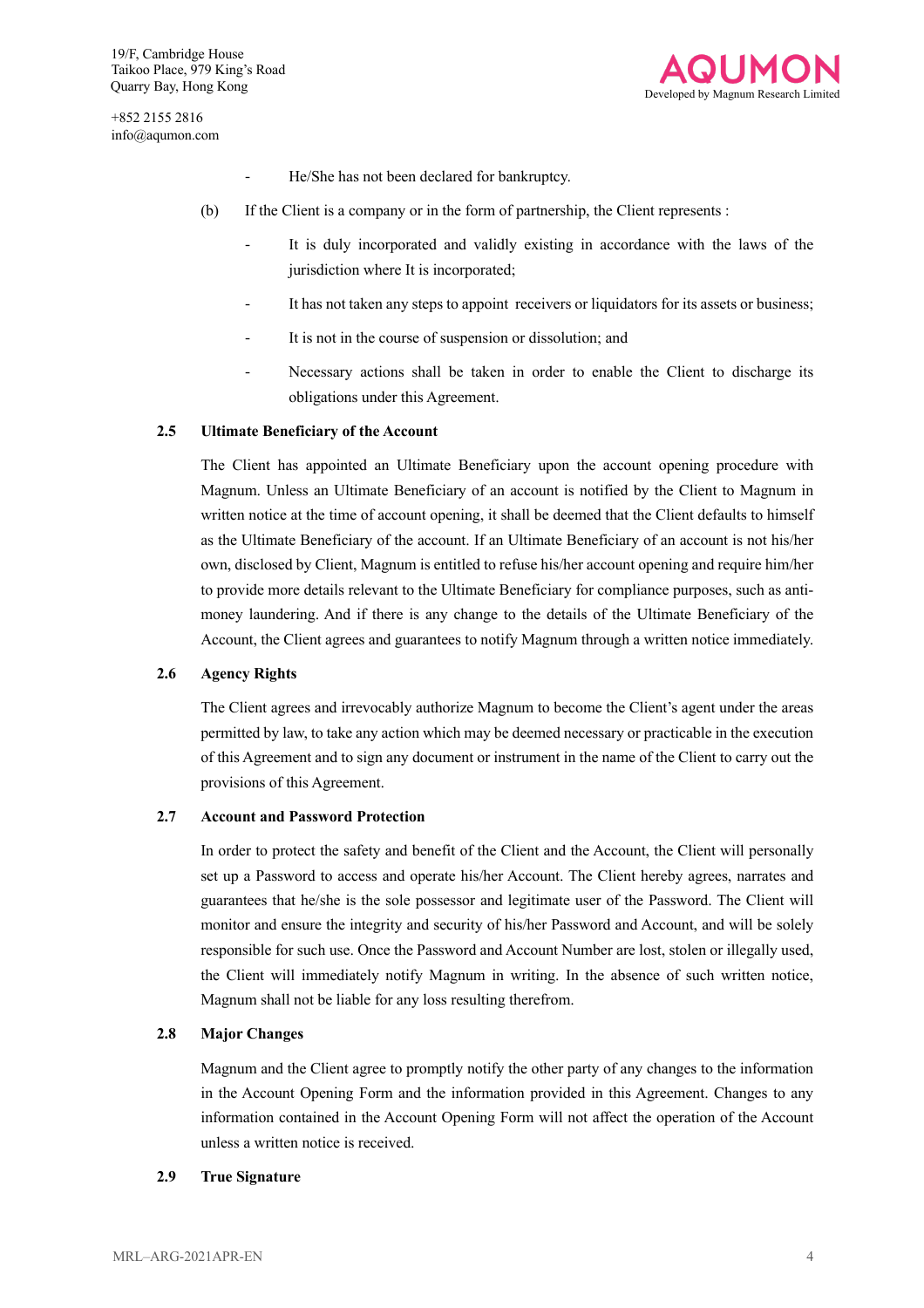- He/She has not been declared for bankruptcy.

(b) If the Client is a company or in the form of partnership, the Client represents :

- It is duly incorporated and validly existing in accordance with the laws of the jurisdiction where It is incorporated;
- It has not taken any steps to appoint receivers or liquidators for its assets or business;
- It is not in the course of suspension or dissolution; and
- Necessary actions shall be taken in order to enable the Client to discharge its obligations under this Agreement.

**2.5 Ultimate Beneficiary of the Account**

The Client has appointed an Ultimate Beneficiary upon the account opening procedure with Magnum. Unless an Ultimate Beneficiary of an account is notified by the Client to Magnum in written notice at the time of account opening, it shall be deemed that the Client defaults to himself as the Ultimate Beneficiary of the account. If an Ultimate Beneficiary of an account is not his/her own, disclosed by Client, Magnum is entitled to refuse his/her account opening and require him/her to provide more details relevant to the Ultimate Beneficiary for compliance purposes, such as anti-money laundering. And if there is any change to the details of the Ultimate Beneficiary of the Account, the Client agrees and guarantees to notify Magnum through a written notice immediately.

**2.6 Agency Rights**

The Client agrees and irrevocably authorize Magnum to become the Client's agent under the areas permitted by law, to take any action which may be deemed necessary or practicable in the execution of this Agreement and to sign any document or instrument in the name of the Client to carry out the provisions of this Agreement.

**2.7 Account and Password Protection**

In order to protect the safety and benefit of the Client and the Account, the Client will personally set up a Password to access and operate his/her Account. The Client hereby agrees, narrates and guarantees that he/she is the sole possessor and legitimate user of the Password. The Client will monitor and ensure the integrity and security of his/her Password and Account, and will be solely responsible for such use. Once the Password and Account Number are lost, stolen or illegally used, the Client will immediately notify Magnum in writing. In the absence of such written notice, Magnum shall not be liable for any loss resulting therefrom.

**2.8 Major Changes**

Magnum and the Client agree to promptly notify the other party of any changes to the information in the Account Opening Form and the information provided in this Agreement. Changes to any information contained in the Account Opening Form will not affect the operation of the Account unless a written notice is received.

**2.9 True Signature**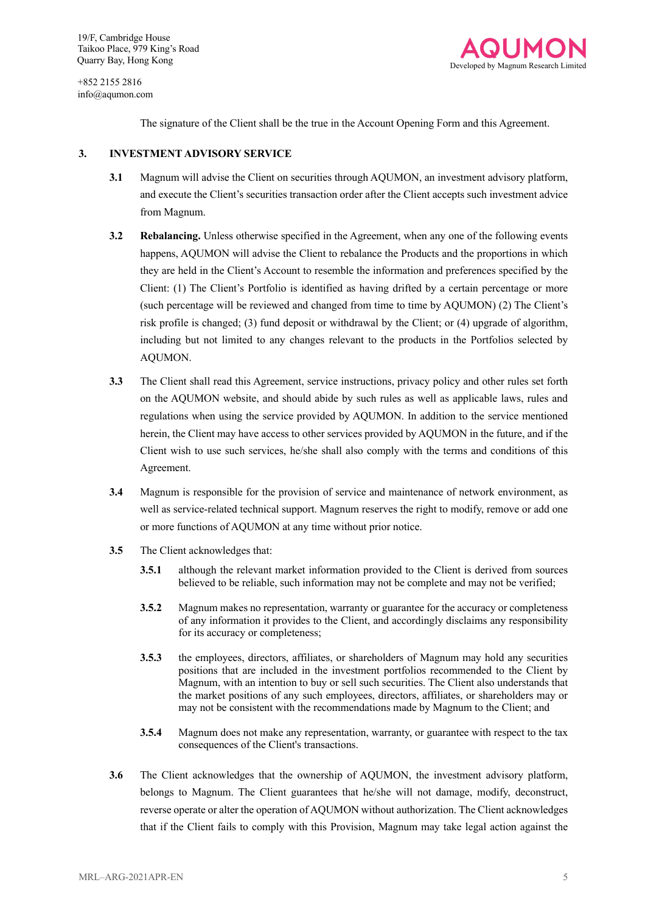The signature of the Client shall be the true in the Account Opening Form and this Agreement.

## 3. INVESTMENT ADVISORY SERVICE

**3.1** Magnum will advise the Client on securities through AQUMON, an investment advisory platform, and execute the Client's securities transaction order after the Client accepts such investment advice from Magnum.

**3.2** **Rebalancing.** Unless otherwise specified in the Agreement, when any one of the following events happens, AQUMON will advise the Client to rebalance the Products and the proportions in which they are held in the Client's Account to resemble the information and preferences specified by the Client: (1) The Client's Portfolio is identified as having drifted by a certain percentage or more (such percentage will be reviewed and changed from time to time by AQUMON) (2) The Client's risk profile is changed; (3) fund deposit or withdrawal by the Client; or (4) upgrade of algorithm, including but not limited to any changes relevant to the products in the Portfolios selected by AQUMON.

**3.3** The Client shall read this Agreement, service instructions, privacy policy and other rules set forth on the AQUMON website, and should abide by such rules as well as applicable laws, rules and regulations when using the service provided by AQUMON. In addition to the service mentioned herein, the Client may have access to other services provided by AQUMON in the future, and if the Client wish to use such services, he/she shall also comply with the terms and conditions of this Agreement.

**3.4** Magnum is responsible for the provision of service and maintenance of network environment, as well as service-related technical support. Magnum reserves the right to modify, remove or add one or more functions of AQUMON at any time without prior notice.

**3.5** The Client acknowledges that:

**3.5.1** although the relevant market information provided to the Client is derived from sources believed to be reliable, such information may not be complete and may not be verified;

**3.5.2** Magnum makes no representation, warranty or guarantee for the accuracy or completeness of any information it provides to the Client, and accordingly disclaims any responsibility for its accuracy or completeness;

**3.5.3** the employees, directors, affiliates, or shareholders of Magnum may hold any securities positions that are included in the investment portfolios recommended to the Client by Magnum, with an intention to buy or sell such securities. The Client also understands that the market positions of any such employees, directors, affiliates, or shareholders may or may not be consistent with the recommendations made by Magnum to the Client; and

**3.5.4** Magnum does not make any representation, warranty, or guarantee with respect to the tax consequences of the Client's transactions.

**3.6** The Client acknowledges that the ownership of AQUMON, the investment advisory platform, belongs to Magnum. The Client guarantees that he/she will not damage, modify, deconstruct, reverse operate or alter the operation of AQUMON without authorization. The Client acknowledges that if the Client fails to comply with this Provision, Magnum may take legal action against the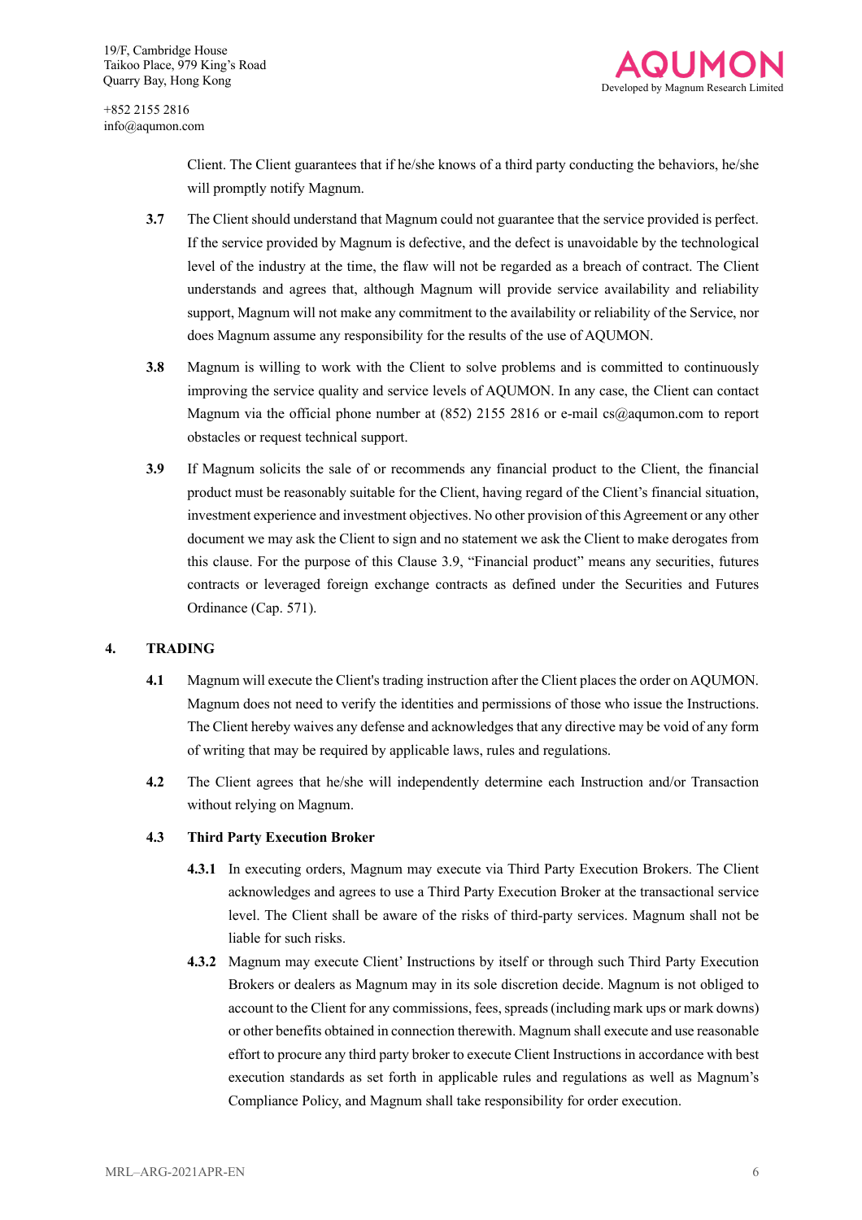Client. The Client guarantees that if he/she knows of a third party conducting the behaviors, he/she will promptly notify Magnum.

**3.7** The Client should understand that Magnum could not guarantee that the service provided is perfect. If the service provided by Magnum is defective, and the defect is unavoidable by the technological level of the industry at the time, the flaw will not be regarded as a breach of contract. The Client understands and agrees that, although Magnum will provide service availability and reliability support, Magnum will not make any commitment to the availability or reliability of the Service, nor does Magnum assume any responsibility for the results of the use of AQUMON.

**3.8** Magnum is willing to work with the Client to solve problems and is committed to continuously improving the service quality and service levels of AQUMON. In any case, the Client can contact Magnum via the official phone number at (852) 2155 2816 or e-mail cs@aqumon.com to report obstacles or request technical support.

**3.9** If Magnum solicits the sale of or recommends any financial product to the Client, the financial product must be reasonably suitable for the Client, having regard of the Client's financial situation, investment experience and investment objectives. No other provision of this Agreement or any other document we may ask the Client to sign and no statement we ask the Client to make derogates from this clause. For the purpose of this Clause 3.9, "Financial product" means any securities, futures contracts or leveraged foreign exchange contracts as defined under the Securities and Futures Ordinance (Cap. 571).

## 4. TRADING

**4.1** Magnum will execute the Client's trading instruction after the Client places the order on AQUMON. Magnum does not need to verify the identities and permissions of those who issue the Instructions. The Client hereby waives any defense and acknowledges that any directive may be void of any form of writing that may be required by applicable laws, rules and regulations.

**4.2** The Client agrees that he/she will independently determine each Instruction and/or Transaction without relying on Magnum.

**4.3 Third Party Execution Broker**

**4.3.1** In executing orders, Magnum may execute via Third Party Execution Brokers. The Client acknowledges and agrees to use a Third Party Execution Broker at the transactional service level. The Client shall be aware of the risks of third-party services. Magnum shall not be liable for such risks.

**4.3.2** Magnum may execute Client' Instructions by itself or through such Third Party Execution Brokers or dealers as Magnum may in its sole discretion decide. Magnum is not obliged to account to the Client for any commissions, fees, spreads (including mark ups or mark downs) or other benefits obtained in connection therewith. Magnum shall execute and use reasonable effort to procure any third party broker to execute Client Instructions in accordance with best execution standards as set forth in applicable rules and regulations as well as Magnum's Compliance Policy, and Magnum shall take responsibility for order execution.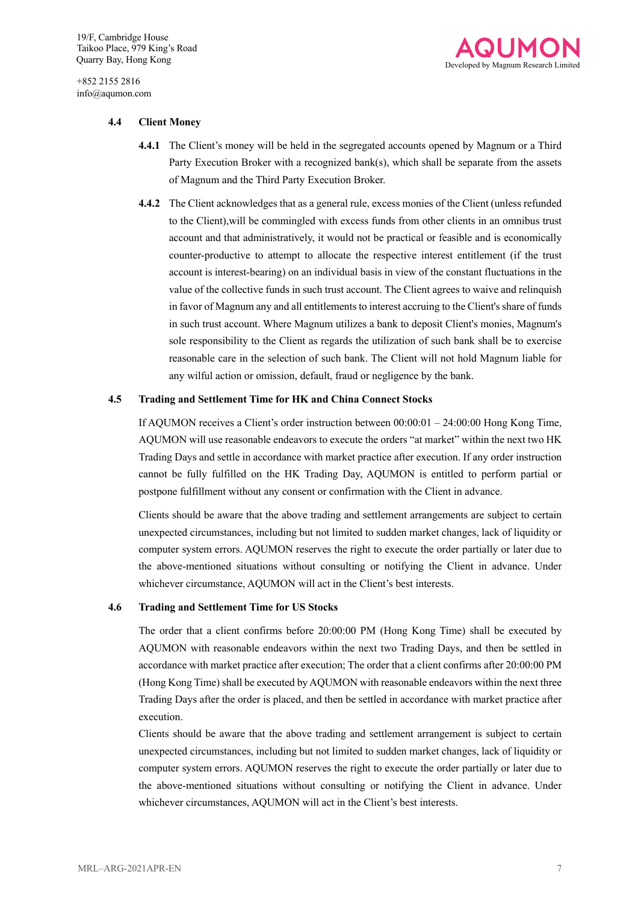### 4.4 Client Money

**4.4.1** The Client's money will be held in the segregated accounts opened by Magnum or a Third Party Execution Broker with a recognized bank(s), which shall be separate from the assets of Magnum and the Third Party Execution Broker.

**4.4.2** The Client acknowledges that as a general rule, excess monies of the Client (unless refunded to the Client),will be commingled with excess funds from other clients in an omnibus trust account and that administratively, it would not be practical or feasible and is economically counter-productive to attempt to allocate the respective interest entitlement (if the trust account is interest-bearing) on an individual basis in view of the constant fluctuations in the value of the collective funds in such trust account. The Client agrees to waive and relinquish in favor of Magnum any and all entitlements to interest accruing to the Client's share of funds in such trust account. Where Magnum utilizes a bank to deposit Client's monies, Magnum's sole responsibility to the Client as regards the utilization of such bank shall be to exercise reasonable care in the selection of such bank. The Client will not hold Magnum liable for any wilful action or omission, default, fraud or negligence by the bank.

### 4.5 Trading and Settlement Time for HK and China Connect Stocks

If AQUMON receives a Client's order instruction between 00:00:01 – 24:00:00 Hong Kong Time, AQUMON will use reasonable endeavors to execute the orders "at market" within the next two HK Trading Days and settle in accordance with market practice after execution. If any order instruction cannot be fully fulfilled on the HK Trading Day, AQUMON is entitled to perform partial or postpone fulfillment without any consent or confirmation with the Client in advance.

Clients should be aware that the above trading and settlement arrangements are subject to certain unexpected circumstances, including but not limited to sudden market changes, lack of liquidity or computer system errors. AQUMON reserves the right to execute the order partially or later due to the above-mentioned situations without consulting or notifying the Client in advance. Under whichever circumstance, AQUMON will act in the Client's best interests.

### 4.6 Trading and Settlement Time for US Stocks

The order that a client confirms before 20:00:00 PM (Hong Kong Time) shall be executed by AQUMON with reasonable endeavors within the next two Trading Days, and then be settled in accordance with market practice after execution; The order that a client confirms after 20:00:00 PM (Hong Kong Time) shall be executed by AQUMON with reasonable endeavors within the next three Trading Days after the order is placed, and then be settled in accordance with market practice after execution.

Clients should be aware that the above trading and settlement arrangement is subject to certain unexpected circumstances, including but not limited to sudden market changes, lack of liquidity or computer system errors. AQUMON reserves the right to execute the order partially or later due to the above-mentioned situations without consulting or notifying the Client in advance. Under whichever circumstances, AQUMON will act in the Client's best interests.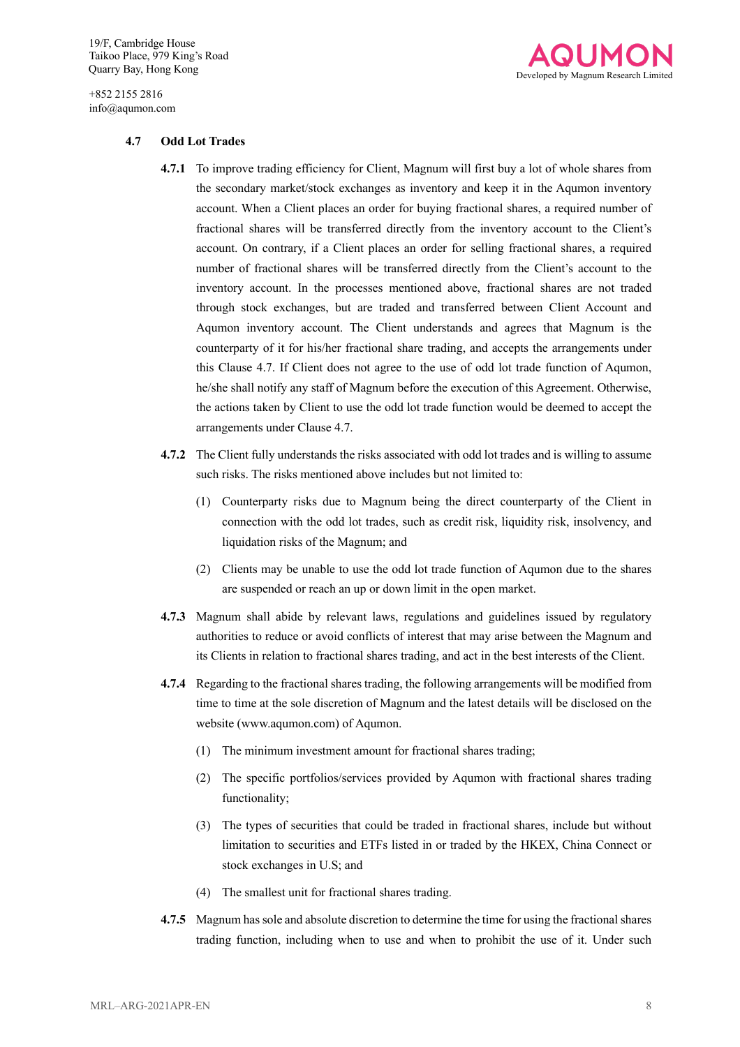### 4.7 Odd Lot Trades

**4.7.1** To improve trading efficiency for Client, Magnum will first buy a lot of whole shares from the secondary market/stock exchanges as inventory and keep it in the Aqumon inventory account. When a Client places an order for buying fractional shares, a required number of fractional shares will be transferred directly from the inventory account to the Client's account. On contrary, if a Client places an order for selling fractional shares, a required number of fractional shares will be transferred directly from the Client's account to the inventory account. In the processes mentioned above, fractional shares are not traded through stock exchanges, but are traded and transferred between Client Account and Aqumon inventory account. The Client understands and agrees that Magnum is the counterparty of it for his/her fractional share trading, and accepts the arrangements under this Clause 4.7. If Client does not agree to the use of odd lot trade function of Aqumon, he/she shall notify any staff of Magnum before the execution of this Agreement. Otherwise, the actions taken by Client to use the odd lot trade function would be deemed to accept the arrangements under Clause 4.7.

**4.7.2** The Client fully understands the risks associated with odd lot trades and is willing to assume such risks. The risks mentioned above includes but not limited to:

(1) Counterparty risks due to Magnum being the direct counterparty of the Client in connection with the odd lot trades, such as credit risk, liquidity risk, insolvency, and liquidation risks of the Magnum; and

(2) Clients may be unable to use the odd lot trade function of Aqumon due to the shares are suspended or reach an up or down limit in the open market.

**4.7.3** Magnum shall abide by relevant laws, regulations and guidelines issued by regulatory authorities to reduce or avoid conflicts of interest that may arise between the Magnum and its Clients in relation to fractional shares trading, and act in the best interests of the Client.

**4.7.4** Regarding to the fractional shares trading, the following arrangements will be modified from time to time at the sole discretion of Magnum and the latest details will be disclosed on the website (www.aqumon.com) of Aqumon.

(1) The minimum investment amount for fractional shares trading;

(2) The specific portfolios/services provided by Aqumon with fractional shares trading functionality;

(3) The types of securities that could be traded in fractional shares, include but without limitation to securities and ETFs listed in or traded by the HKEX, China Connect or stock exchanges in U.S; and

(4) The smallest unit for fractional shares trading.

**4.7.5** Magnum has sole and absolute discretion to determine the time for using the fractional shares trading function, including when to use and when to prohibit the use of it. Under such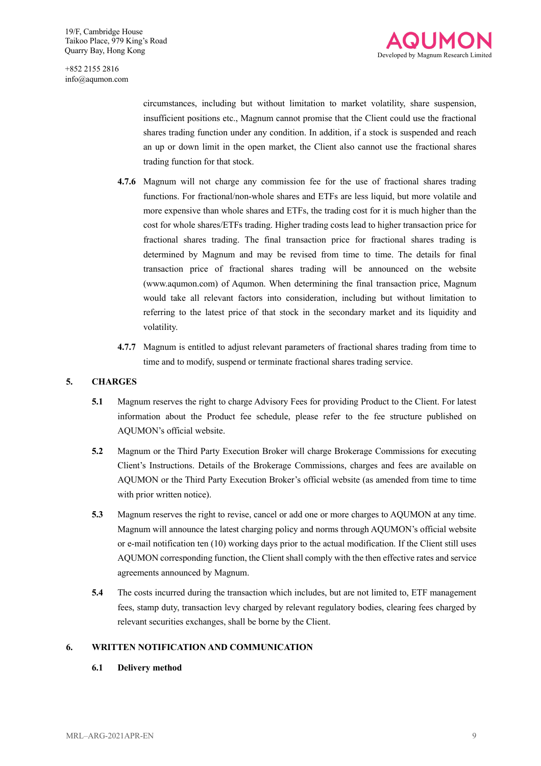circumstances, including but without limitation to market volatility, share suspension, insufficient positions etc., Magnum cannot promise that the Client could use the fractional shares trading function under any condition. In addition, if a stock is suspended and reach an up or down limit in the open market, the Client also cannot use the fractional shares trading function for that stock.

**4.7.6** Magnum will not charge any commission fee for the use of fractional shares trading functions. For fractional/non-whole shares and ETFs are less liquid, but more volatile and more expensive than whole shares and ETFs, the trading cost for it is much higher than the cost for whole shares/ETFs trading. Higher trading costs lead to higher transaction price for fractional shares trading. The final transaction price for fractional shares trading is determined by Magnum and may be revised from time to time. The details for final transaction price of fractional shares trading will be announced on the website (www.aqumon.com) of Aqumon. When determining the final transaction price, Magnum would take all relevant factors into consideration, including but without limitation to referring to the latest price of that stock in the secondary market and its liquidity and volatility.

**4.7.7** Magnum is entitled to adjust relevant parameters of fractional shares trading from time to time and to modify, suspend or terminate fractional shares trading service.

## 5. CHARGES

**5.1** Magnum reserves the right to charge Advisory Fees for providing Product to the Client. For latest information about the Product fee schedule, please refer to the fee structure published on AQUMON's official website.

**5.2** Magnum or the Third Party Execution Broker will charge Brokerage Commissions for executing Client's Instructions. Details of the Brokerage Commissions, charges and fees are available on AQUMON or the Third Party Execution Broker's official website (as amended from time to time with prior written notice).

**5.3** Magnum reserves the right to revise, cancel or add one or more charges to AQUMON at any time. Magnum will announce the latest charging policy and norms through AQUMON's official website or e-mail notification ten (10) working days prior to the actual modification. If the Client still uses AQUMON corresponding function, the Client shall comply with the then effective rates and service agreements announced by Magnum.

**5.4** The costs incurred during the transaction which includes, but are not limited to, ETF management fees, stamp duty, transaction levy charged by relevant regulatory bodies, clearing fees charged by relevant securities exchanges, shall be borne by the Client.

## 6. WRITTEN NOTIFICATION AND COMMUNICATION

### 6.1 Delivery method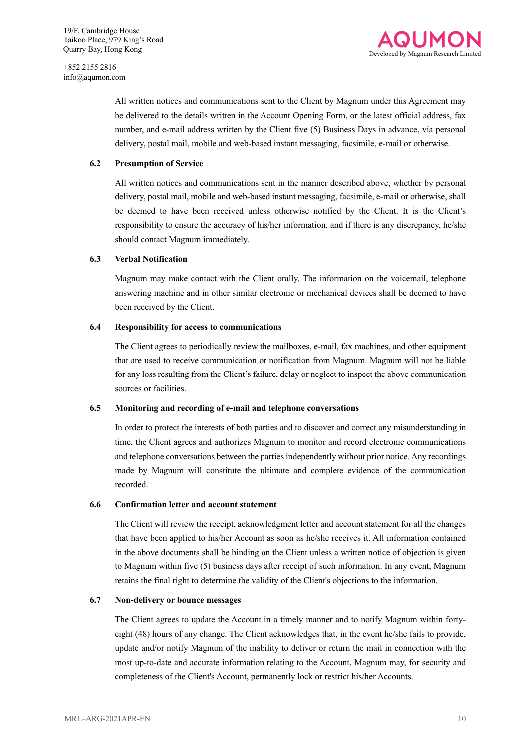All written notices and communications sent to the Client by Magnum under this Agreement may be delivered to the details written in the Account Opening Form, or the latest official address, fax number, and e-mail address written by the Client five (5) Business Days in advance, via personal delivery, postal mail, mobile and web-based instant messaging, facsimile, e-mail or otherwise.

### 6.2 Presumption of Service

All written notices and communications sent in the manner described above, whether by personal delivery, postal mail, mobile and web-based instant messaging, facsimile, e-mail or otherwise, shall be deemed to have been received unless otherwise notified by the Client. It is the Client's responsibility to ensure the accuracy of his/her information, and if there is any discrepancy, he/she should contact Magnum immediately.

### 6.3 Verbal Notification

Magnum may make contact with the Client orally. The information on the voicemail, telephone answering machine and in other similar electronic or mechanical devices shall be deemed to have been received by the Client.

### 6.4 Responsibility for access to communications

The Client agrees to periodically review the mailboxes, e-mail, fax machines, and other equipment that are used to receive communication or notification from Magnum. Magnum will not be liable for any loss resulting from the Client's failure, delay or neglect to inspect the above communication sources or facilities.

### 6.5 Monitoring and recording of e-mail and telephone conversations

In order to protect the interests of both parties and to discover and correct any misunderstanding in time, the Client agrees and authorizes Magnum to monitor and record electronic communications and telephone conversations between the parties independently without prior notice. Any recordings made by Magnum will constitute the ultimate and complete evidence of the communication recorded.

### 6.6 Confirmation letter and account statement

The Client will review the receipt, acknowledgment letter and account statement for all the changes that have been applied to his/her Account as soon as he/she receives it. All information contained in the above documents shall be binding on the Client unless a written notice of objection is given to Magnum within five (5) business days after receipt of such information. In any event, Magnum retains the final right to determine the validity of the Client's objections to the information.

### 6.7 Non-delivery or bounce messages

The Client agrees to update the Account in a timely manner and to notify Magnum within forty-eight (48) hours of any change. The Client acknowledges that, in the event he/she fails to provide, update and/or notify Magnum of the inability to deliver or return the mail in connection with the most up-to-date and accurate information relating to the Account, Magnum may, for security and completeness of the Client's Account, permanently lock or restrict his/her Accounts.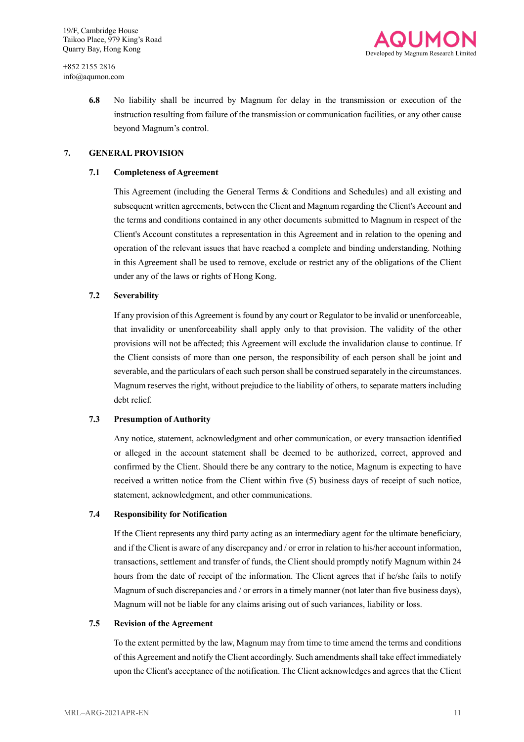**6.8** No liability shall be incurred by Magnum for delay in the transmission or execution of the instruction resulting from failure of the transmission or communication facilities, or any other cause beyond Magnum's control.

## 7. GENERAL PROVISION

### 7.1 Completeness of Agreement

This Agreement (including the General Terms & Conditions and Schedules) and all existing and subsequent written agreements, between the Client and Magnum regarding the Client's Account and the terms and conditions contained in any other documents submitted to Magnum in respect of the Client's Account constitutes a representation in this Agreement and in relation to the opening and operation of the relevant issues that have reached a complete and binding understanding. Nothing in this Agreement shall be used to remove, exclude or restrict any of the obligations of the Client under any of the laws or rights of Hong Kong.

### 7.2 Severability

If any provision of this Agreement is found by any court or Regulator to be invalid or unenforceable, that invalidity or unenforceability shall apply only to that provision. The validity of the other provisions will not be affected; this Agreement will exclude the invalidation clause to continue. If the Client consists of more than one person, the responsibility of each person shall be joint and severable, and the particulars of each such person shall be construed separately in the circumstances. Magnum reserves the right, without prejudice to the liability of others, to separate matters including debt relief.

### 7.3 Presumption of Authority

Any notice, statement, acknowledgment and other communication, or every transaction identified or alleged in the account statement shall be deemed to be authorized, correct, approved and confirmed by the Client. Should there be any contrary to the notice, Magnum is expecting to have received a written notice from the Client within five (5) business days of receipt of such notice, statement, acknowledgment, and other communications.

### 7.4 Responsibility for Notification

If the Client represents any third party acting as an intermediary agent for the ultimate beneficiary, and if the Client is aware of any discrepancy and / or error in relation to his/her account information, transactions, settlement and transfer of funds, the Client should promptly notify Magnum within 24 hours from the date of receipt of the information. The Client agrees that if he/she fails to notify Magnum of such discrepancies and / or errors in a timely manner (not later than five business days), Magnum will not be liable for any claims arising out of such variances, liability or loss.

### 7.5 Revision of the Agreement

To the extent permitted by the law, Magnum may from time to time amend the terms and conditions of this Agreement and notify the Client accordingly. Such amendments shall take effect immediately upon the Client's acceptance of the notification. The Client acknowledges and agrees that the Client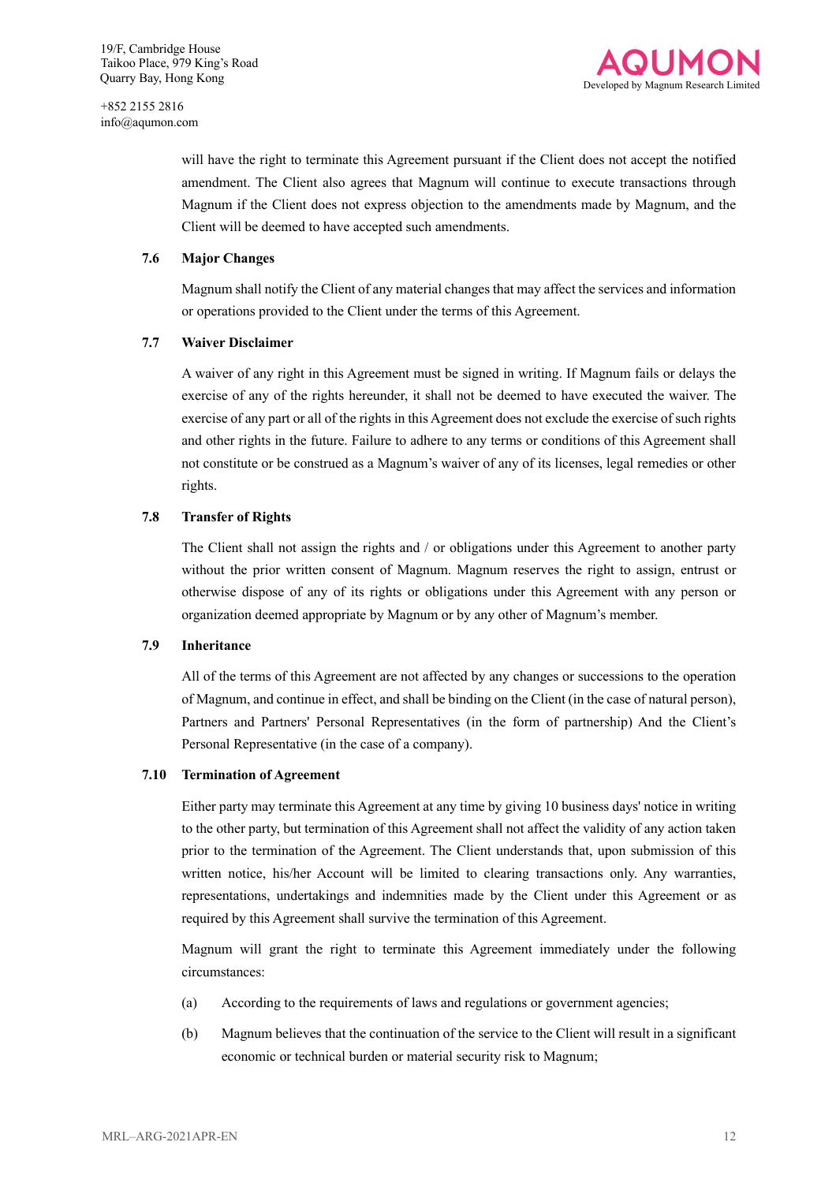will have the right to terminate this Agreement pursuant if the Client does not accept the notified amendment. The Client also agrees that Magnum will continue to execute transactions through Magnum if the Client does not express objection to the amendments made by Magnum, and the Client will be deemed to have accepted such amendments.

### 7.6 Major Changes

Magnum shall notify the Client of any material changes that may affect the services and information or operations provided to the Client under the terms of this Agreement.

### 7.7 Waiver Disclaimer

A waiver of any right in this Agreement must be signed in writing. If Magnum fails or delays the exercise of any of the rights hereunder, it shall not be deemed to have executed the waiver. The exercise of any part or all of the rights in this Agreement does not exclude the exercise of such rights and other rights in the future. Failure to adhere to any terms or conditions of this Agreement shall not constitute or be construed as a Magnum's waiver of any of its licenses, legal remedies or other rights.

### 7.8 Transfer of Rights

The Client shall not assign the rights and / or obligations under this Agreement to another party without the prior written consent of Magnum. Magnum reserves the right to assign, entrust or otherwise dispose of any of its rights or obligations under this Agreement with any person or organization deemed appropriate by Magnum or by any other of Magnum's member.

### 7.9 Inheritance

All of the terms of this Agreement are not affected by any changes or successions to the operation of Magnum, and continue in effect, and shall be binding on the Client (in the case of natural person), Partners and Partners' Personal Representatives (in the form of partnership) And the Client's Personal Representative (in the case of a company).

### 7.10 Termination of Agreement

Either party may terminate this Agreement at any time by giving 10 business days' notice in writing to the other party, but termination of this Agreement shall not affect the validity of any action taken prior to the termination of the Agreement. The Client understands that, upon submission of this written notice, his/her Account will be limited to clearing transactions only. Any warranties, representations, undertakings and indemnities made by the Client under this Agreement or as required by this Agreement shall survive the termination of this Agreement.

Magnum will grant the right to terminate this Agreement immediately under the following circumstances:

(a) According to the requirements of laws and regulations or government agencies;

(b) Magnum believes that the continuation of the service to the Client will result in a significant economic or technical burden or material security risk to Magnum;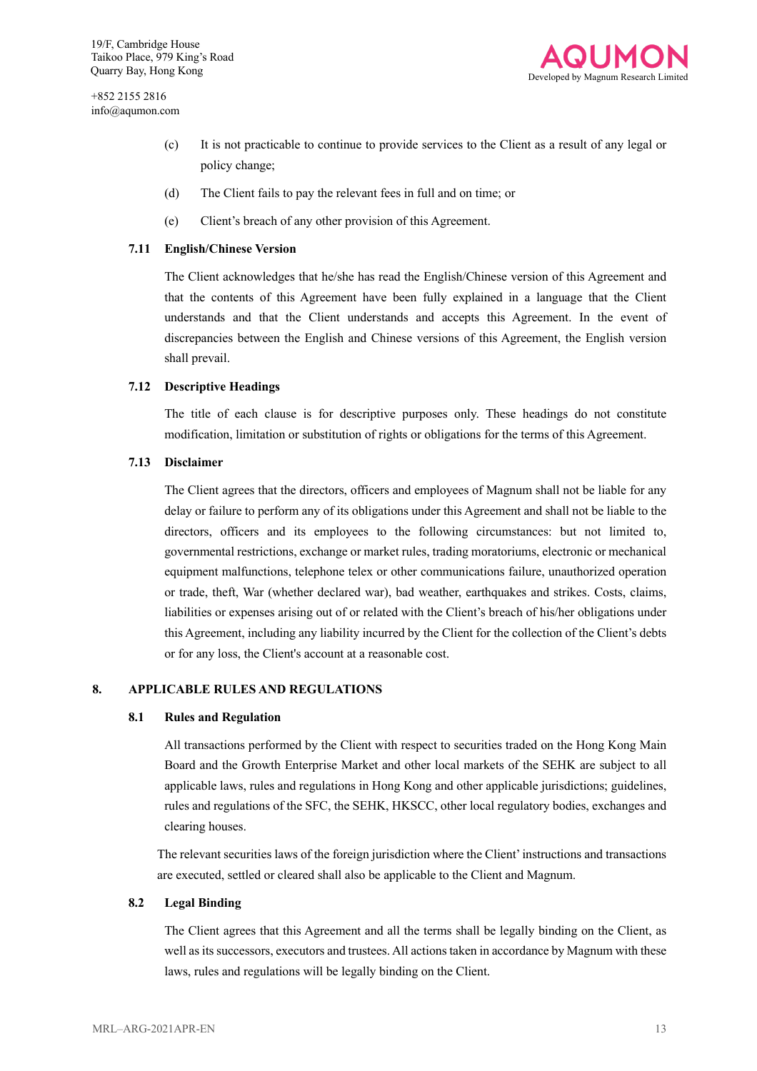(c) It is not practicable to continue to provide services to the Client as a result of any legal or policy change;

(d) The Client fails to pay the relevant fees in full and on time; or

(e) Client's breach of any other provision of this Agreement.

**7.11 English/Chinese Version**

The Client acknowledges that he/she has read the English/Chinese version of this Agreement and that the contents of this Agreement have been fully explained in a language that the Client understands and that the Client understands and accepts this Agreement. In the event of discrepancies between the English and Chinese versions of this Agreement, the English version shall prevail.

**7.12 Descriptive Headings**

The title of each clause is for descriptive purposes only. These headings do not constitute modification, limitation or substitution of rights or obligations for the terms of this Agreement.

**7.13 Disclaimer**

The Client agrees that the directors, officers and employees of Magnum shall not be liable for any delay or failure to perform any of its obligations under this Agreement and shall not be liable to the directors, officers and its employees to the following circumstances: but not limited to, governmental restrictions, exchange or market rules, trading moratoriums, electronic or mechanical equipment malfunctions, telephone telex or other communications failure, unauthorized operation or trade, theft, War (whether declared war), bad weather, earthquakes and strikes. Costs, claims, liabilities or expenses arising out of or related with the Client's breach of his/her obligations under this Agreement, including any liability incurred by the Client for the collection of the Client's debts or for any loss, the Client's account at a reasonable cost.

## 8. APPLICABLE RULES AND REGULATIONS

**8.1 Rules and Regulation**

All transactions performed by the Client with respect to securities traded on the Hong Kong Main Board and the Growth Enterprise Market and other local markets of the SEHK are subject to all applicable laws, rules and regulations in Hong Kong and other applicable jurisdictions; guidelines, rules and regulations of the SFC, the SEHK, HKSCC, other local regulatory bodies, exchanges and clearing houses.

The relevant securities laws of the foreign jurisdiction where the Client' instructions and transactions are executed, settled or cleared shall also be applicable to the Client and Magnum.

**8.2 Legal Binding**

The Client agrees that this Agreement and all the terms shall be legally binding on the Client, as well as its successors, executors and trustees. All actions taken in accordance by Magnum with these laws, rules and regulations will be legally binding on the Client.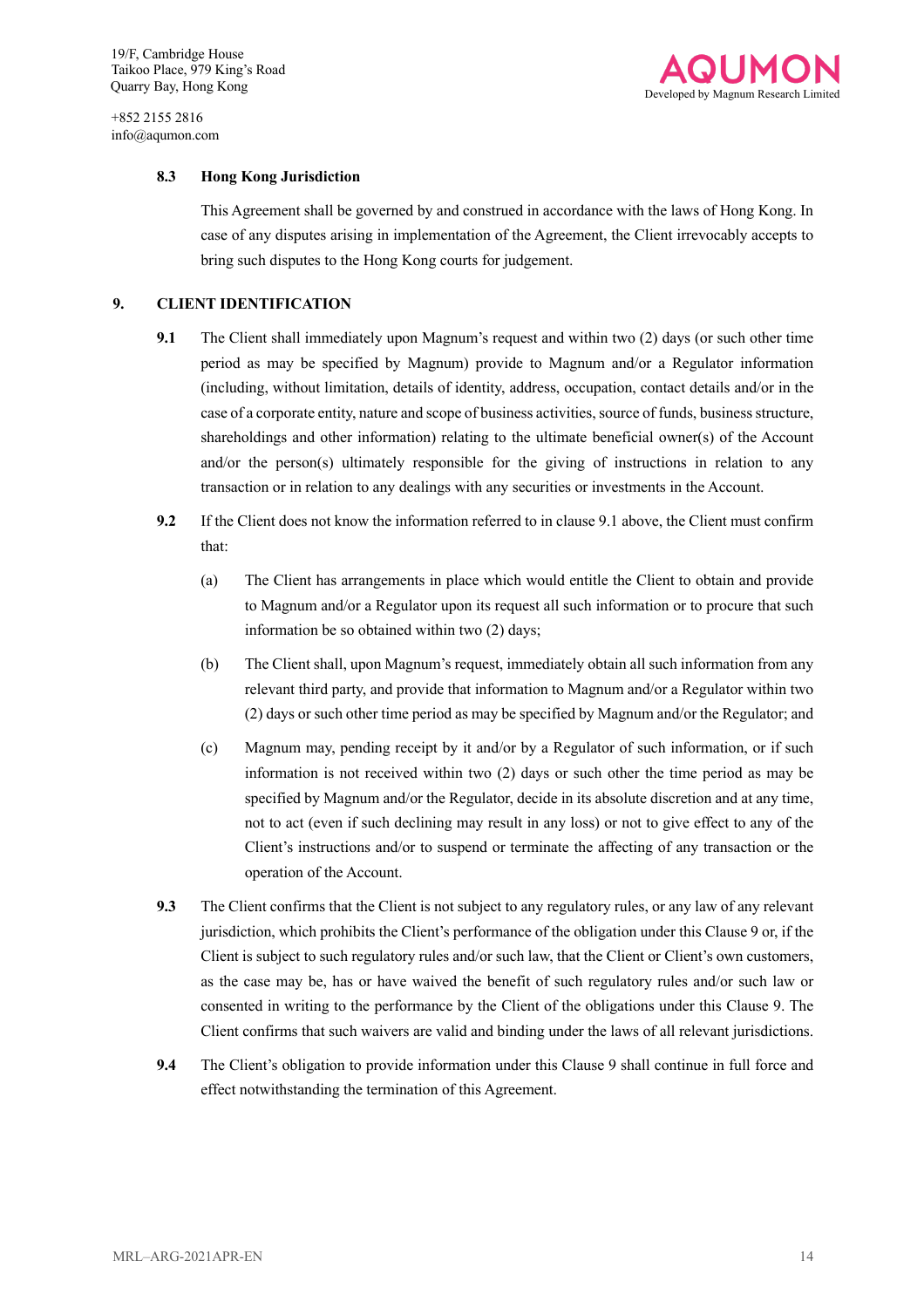**8.3 Hong Kong Jurisdiction**

This Agreement shall be governed by and construed in accordance with the laws of Hong Kong. In case of any disputes arising in implementation of the Agreement, the Client irrevocably accepts to bring such disputes to the Hong Kong courts for judgement.

## 9. CLIENT IDENTIFICATION

**9.1** The Client shall immediately upon Magnum's request and within two (2) days (or such other time period as may be specified by Magnum) provide to Magnum and/or a Regulator information (including, without limitation, details of identity, address, occupation, contact details and/or in the case of a corporate entity, nature and scope of business activities, source of funds, business structure, shareholdings and other information) relating to the ultimate beneficial owner(s) of the Account and/or the person(s) ultimately responsible for the giving of instructions in relation to any transaction or in relation to any dealings with any securities or investments in the Account.

**9.2** If the Client does not know the information referred to in clause 9.1 above, the Client must confirm that:

(a) The Client has arrangements in place which would entitle the Client to obtain and provide to Magnum and/or a Regulator upon its request all such information or to procure that such information be so obtained within two (2) days;

(b) The Client shall, upon Magnum's request, immediately obtain all such information from any relevant third party, and provide that information to Magnum and/or a Regulator within two (2) days or such other time period as may be specified by Magnum and/or the Regulator; and

(c) Magnum may, pending receipt by it and/or by a Regulator of such information, or if such information is not received within two (2) days or such other the time period as may be specified by Magnum and/or the Regulator, decide in its absolute discretion and at any time, not to act (even if such declining may result in any loss) or not to give effect to any of the Client's instructions and/or to suspend or terminate the affecting of any transaction or the operation of the Account.

**9.3** The Client confirms that the Client is not subject to any regulatory rules, or any law of any relevant jurisdiction, which prohibits the Client's performance of the obligation under this Clause 9 or, if the Client is subject to such regulatory rules and/or such law, that the Client or Client's own customers, as the case may be, has or have waived the benefit of such regulatory rules and/or such law or consented in writing to the performance by the Client of the obligations under this Clause 9. The Client confirms that such waivers are valid and binding under the laws of all relevant jurisdictions.

**9.4** The Client's obligation to provide information under this Clause 9 shall continue in full force and effect notwithstanding the termination of this Agreement.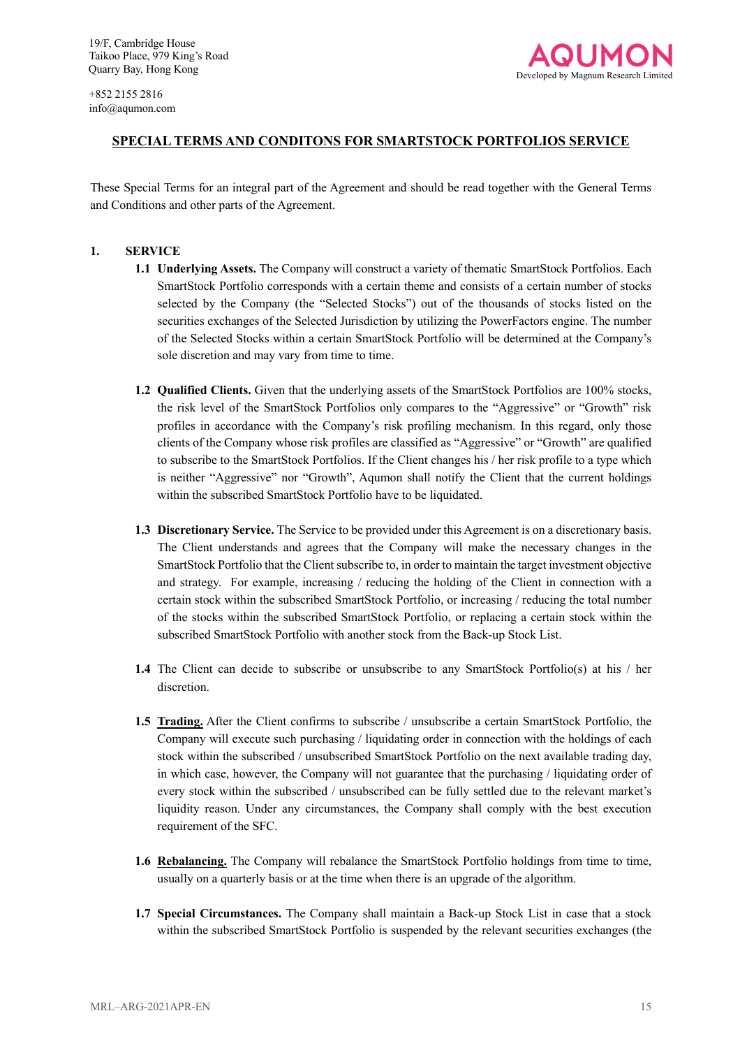19/F, Cambridge House
Taikoo Place, 979 King's Road
Quarry Bay, Hong Kong

+852 2155 2816
info@aqumon.com

AQUMON
Developed by Magnum Research Limited

## SPECIAL TERMS AND CONDITONS FOR SMARTSTOCK PORTFOLIOS SERVICE

These Special Terms for an integral part of the Agreement and should be read together with the General Terms and Conditions and other parts of the Agreement.

**1. SERVICE**

**1.1 Underlying Assets.** The Company will construct a variety of thematic SmartStock Portfolios. Each SmartStock Portfolio corresponds with a certain theme and consists of a certain number of stocks selected by the Company (the "Selected Stocks") out of the thousands of stocks listed on the securities exchanges of the Selected Jurisdiction by utilizing the PowerFactors engine. The number of the Selected Stocks within a certain SmartStock Portfolio will be determined at the Company's sole discretion and may vary from time to time.

**1.2 Qualified Clients.** Given that the underlying assets of the SmartStock Portfolios are 100% stocks, the risk level of the SmartStock Portfolios only compares to the "Aggressive" or "Growth" risk profiles in accordance with the Company's risk profiling mechanism. In this regard, only those clients of the Company whose risk profiles are classified as "Aggressive" or "Growth" are qualified to subscribe to the SmartStock Portfolios. If the Client changes his / her risk profile to a type which is neither "Aggressive" nor "Growth", Aqumon shall notify the Client that the current holdings within the subscribed SmartStock Portfolio have to be liquidated.

**1.3 Discretionary Service.** The Service to be provided under this Agreement is on a discretionary basis. The Client understands and agrees that the Company will make the necessary changes in the SmartStock Portfolio that the Client subscribe to, in order to maintain the target investment objective and strategy. For example, increasing / reducing the holding of the Client in connection with a certain stock within the subscribed SmartStock Portfolio, or increasing / reducing the total number of the stocks within the subscribed SmartStock Portfolio, or replacing a certain stock within the subscribed SmartStock Portfolio with another stock from the Back-up Stock List.

**1.4** The Client can decide to subscribe or unsubscribe to any SmartStock Portfolio(s) at his / her discretion.

**1.5 Trading.** After the Client confirms to subscribe / unsubscribe a certain SmartStock Portfolio, the Company will execute such purchasing / liquidating order in connection with the holdings of each stock within the subscribed / unsubscribed SmartStock Portfolio on the next available trading day, in which case, however, the Company will not guarantee that the purchasing / liquidating order of every stock within the subscribed / unsubscribed can be fully settled due to the relevant market's liquidity reason. Under any circumstances, the Company shall comply with the best execution requirement of the SFC.

**1.6 Rebalancing.** The Company will rebalance the SmartStock Portfolio holdings from time to time, usually on a quarterly basis or at the time when there is an upgrade of the algorithm.

**1.7 Special Circumstances.** The Company shall maintain a Back-up Stock List in case that a stock within the subscribed SmartStock Portfolio is suspended by the relevant securities exchanges (the

MRL–ARG-2021APR-EN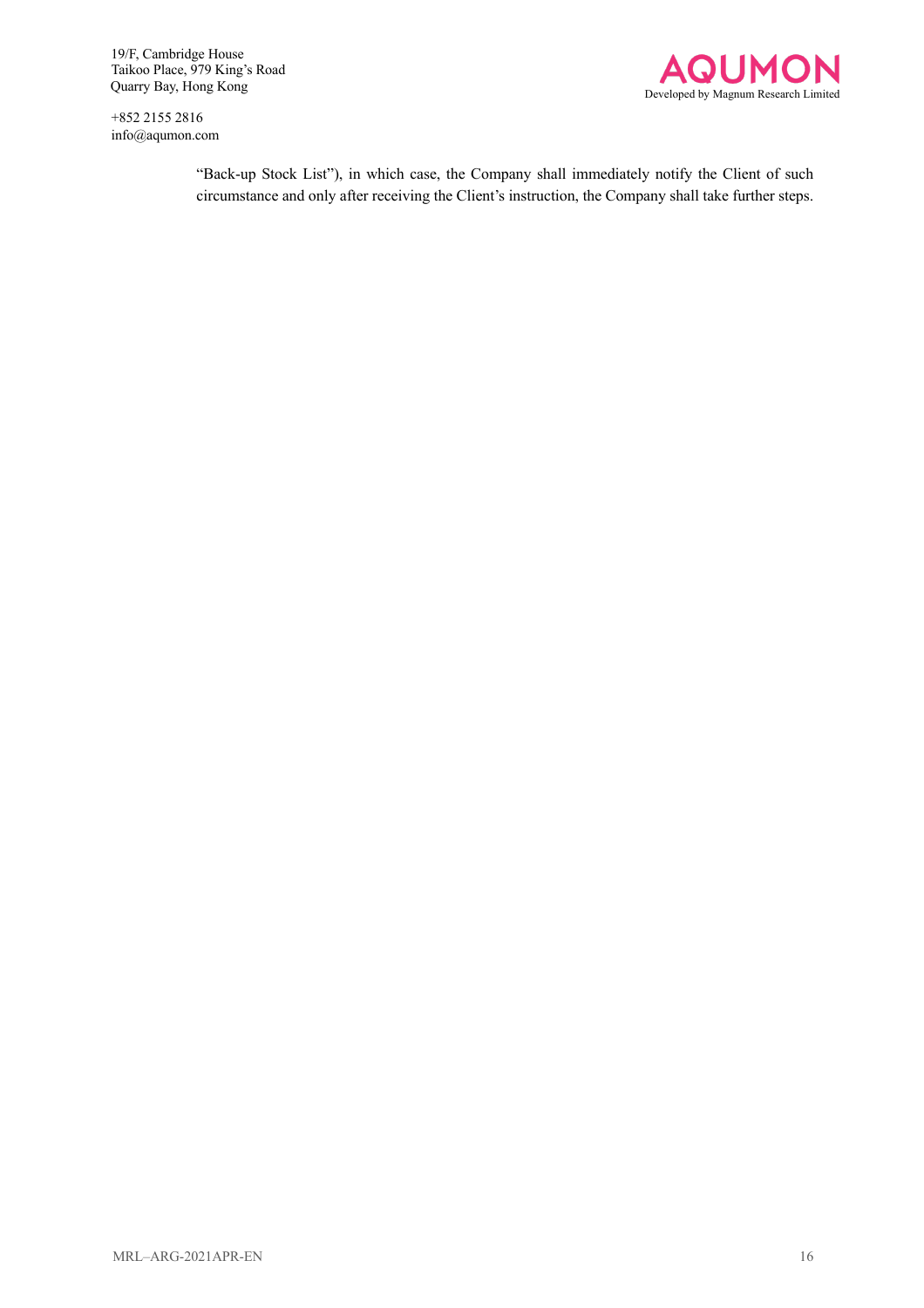"Back-up Stock List"), in which case, the Company shall immediately notify the Client of such circumstance and only after receiving the Client's instruction, the Company shall take further steps.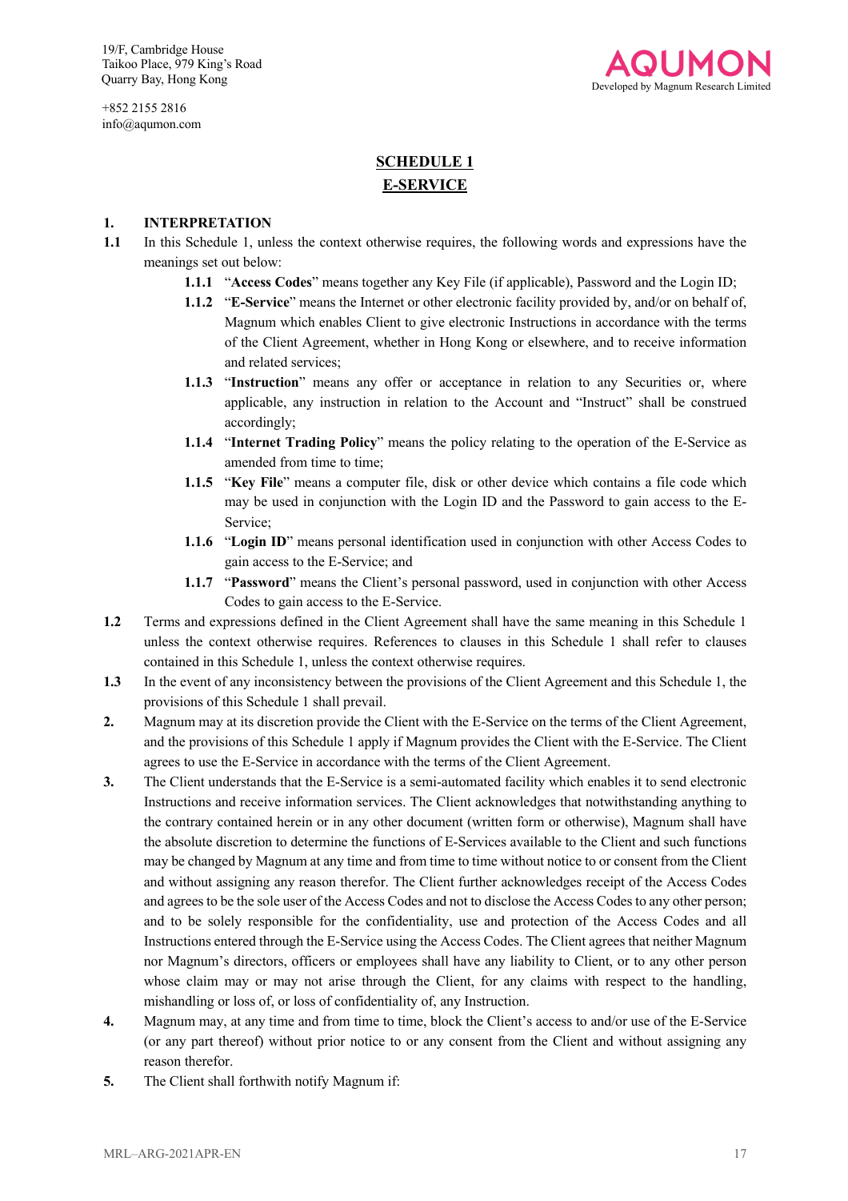19/F, Cambridge House
Taikoo Place, 979 King's Road
Quarry Bay, Hong Kong

+852 2155 2816
info@aqumon.com

AQUMON
Developed by Magnum Research Limited

# SCHEDULE 1
# E-SERVICE

**1. INTERPRETATION**

**1.1** In this Schedule 1, unless the context otherwise requires, the following words and expressions have the meanings set out below:

**1.1.1** "**Access Codes**" means together any Key File (if applicable), Password and the Login ID;

**1.1.2** "**E-Service**" means the Internet or other electronic facility provided by, and/or on behalf of, Magnum which enables Client to give electronic Instructions in accordance with the terms of the Client Agreement, whether in Hong Kong or elsewhere, and to receive information and related services;

**1.1.3** "**Instruction**" means any offer or acceptance in relation to any Securities or, where applicable, any instruction in relation to the Account and "Instruct" shall be construed accordingly;

**1.1.4** "**Internet Trading Policy**" means the policy relating to the operation of the E-Service as amended from time to time;

**1.1.5** "**Key File**" means a computer file, disk or other device which contains a file code which may be used in conjunction with the Login ID and the Password to gain access to the E-Service;

**1.1.6** "**Login ID**" means personal identification used in conjunction with other Access Codes to gain access to the E-Service; and

**1.1.7** "**Password**" means the Client's personal password, used in conjunction with other Access Codes to gain access to the E-Service.

**1.2** Terms and expressions defined in the Client Agreement shall have the same meaning in this Schedule 1 unless the context otherwise requires. References to clauses in this Schedule 1 shall refer to clauses contained in this Schedule 1, unless the context otherwise requires.

**1.3** In the event of any inconsistency between the provisions of the Client Agreement and this Schedule 1, the provisions of this Schedule 1 shall prevail.

**2.** Magnum may at its discretion provide the Client with the E-Service on the terms of the Client Agreement, and the provisions of this Schedule 1 apply if Magnum provides the Client with the E-Service. The Client agrees to use the E-Service in accordance with the terms of the Client Agreement.

**3.** The Client understands that the E-Service is a semi-automated facility which enables it to send electronic Instructions and receive information services. The Client acknowledges that notwithstanding anything to the contrary contained herein or in any other document (written form or otherwise), Magnum shall have the absolute discretion to determine the functions of E-Services available to the Client and such functions may be changed by Magnum at any time and from time to time without notice to or consent from the Client and without assigning any reason therefor. The Client further acknowledges receipt of the Access Codes and agrees to be the sole user of the Access Codes and not to disclose the Access Codes to any other person; and to be solely responsible for the confidentiality, use and protection of the Access Codes and all Instructions entered through the E-Service using the Access Codes. The Client agrees that neither Magnum nor Magnum's directors, officers or employees shall have any liability to Client, or to any other person whose claim may or may not arise through the Client, for any claims with respect to the handling, mishandling or loss of, or loss of confidentiality of, any Instruction.

**4.** Magnum may, at any time and from time to time, block the Client's access to and/or use of the E-Service (or any part thereof) without prior notice to or any consent from the Client and without assigning any reason therefor.

**5.** The Client shall forthwith notify Magnum if:

MRL–ARG-2021APR-EN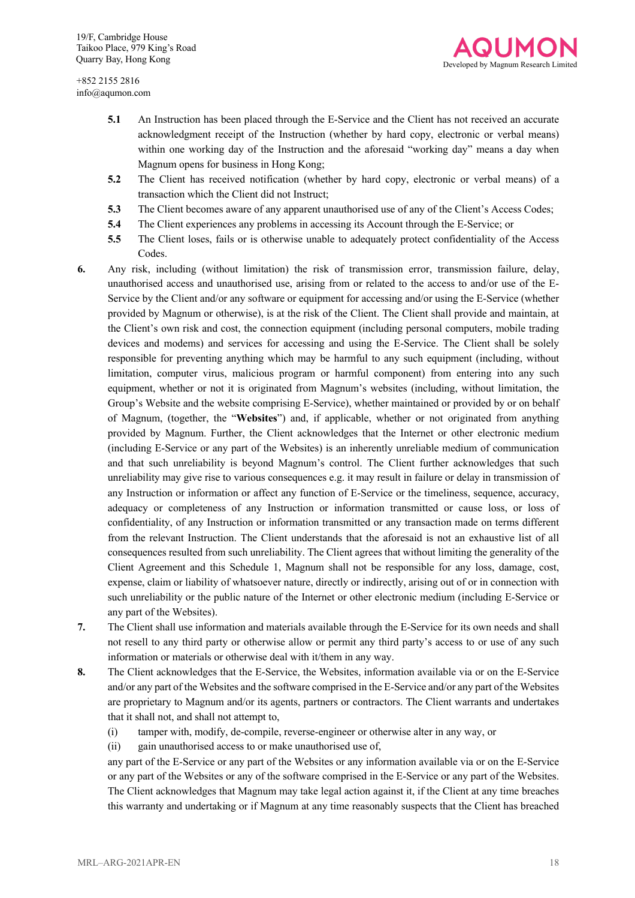**5.1** An Instruction has been placed through the E-Service and the Client has not received an accurate acknowledgment receipt of the Instruction (whether by hard copy, electronic or verbal means) within one working day of the Instruction and the aforesaid "working day" means a day when Magnum opens for business in Hong Kong;

**5.2** The Client has received notification (whether by hard copy, electronic or verbal means) of a transaction which the Client did not Instruct;

**5.3** The Client becomes aware of any apparent unauthorised use of any of the Client's Access Codes;

**5.4** The Client experiences any problems in accessing its Account through the E-Service; or

**5.5** The Client loses, fails or is otherwise unable to adequately protect confidentiality of the Access Codes.

**6.** Any risk, including (without limitation) the risk of transmission error, transmission failure, delay, unauthorised access and unauthorised use, arising from or related to the access to and/or use of the E-Service by the Client and/or any software or equipment for accessing and/or using the E-Service (whether provided by Magnum or otherwise), is at the risk of the Client. The Client shall provide and maintain, at the Client's own risk and cost, the connection equipment (including personal computers, mobile trading devices and modems) and services for accessing and using the E-Service. The Client shall be solely responsible for preventing anything which may be harmful to any such equipment (including, without limitation, computer virus, malicious program or harmful component) from entering into any such equipment, whether or not it is originated from Magnum's websites (including, without limitation, the Group's Website and the website comprising E-Service), whether maintained or provided by or on behalf of Magnum, (together, the "**Websites**") and, if applicable, whether or not originated from anything provided by Magnum. Further, the Client acknowledges that the Internet or other electronic medium (including E-Service or any part of the Websites) is an inherently unreliable medium of communication and that such unreliability is beyond Magnum's control. The Client further acknowledges that such unreliability may give rise to various consequences e.g. it may result in failure or delay in transmission of any Instruction or information or affect any function of E-Service or the timeliness, sequence, accuracy, adequacy or completeness of any Instruction or information transmitted or cause loss, or loss of confidentiality, of any Instruction or information transmitted or any transaction made on terms different from the relevant Instruction. The Client understands that the aforesaid is not an exhaustive list of all consequences resulted from such unreliability. The Client agrees that without limiting the generality of the Client Agreement and this Schedule 1, Magnum shall not be responsible for any loss, damage, cost, expense, claim or liability of whatsoever nature, directly or indirectly, arising out of or in connection with such unreliability or the public nature of the Internet or other electronic medium (including E-Service or any part of the Websites).

**7.** The Client shall use information and materials available through the E-Service for its own needs and shall not resell to any third party or otherwise allow or permit any third party's access to or use of any such information or materials or otherwise deal with it/them in any way.

**8.** The Client acknowledges that the E-Service, the Websites, information available via or on the E-Service and/or any part of the Websites and the software comprised in the E-Service and/or any part of the Websites are proprietary to Magnum and/or its agents, partners or contractors. The Client warrants and undertakes that it shall not, and shall not attempt to,

(i) tamper with, modify, de-compile, reverse-engineer or otherwise alter in any way, or

(ii) gain unauthorised access to or make unauthorised use of,

any part of the E-Service or any part of the Websites or any information available via or on the E-Service or any part of the Websites or any of the software comprised in the E-Service or any part of the Websites. The Client acknowledges that Magnum may take legal action against it, if the Client at any time breaches this warranty and undertaking or if Magnum at any time reasonably suspects that the Client has breached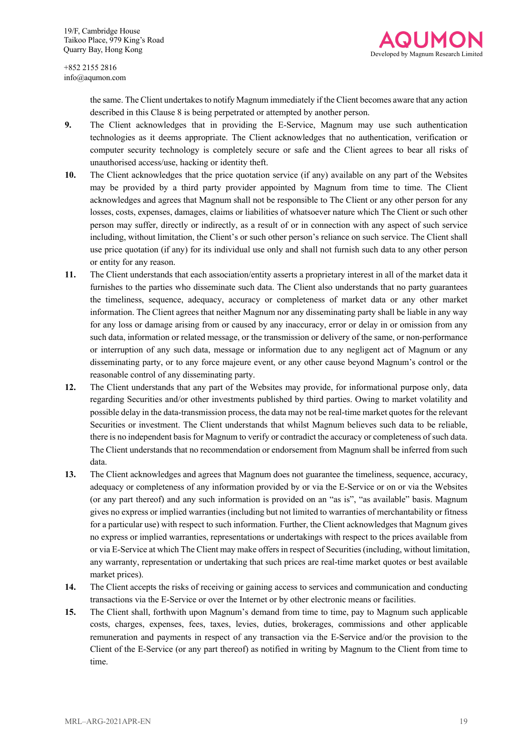the same. The Client undertakes to notify Magnum immediately if the Client becomes aware that any action described in this Clause 8 is being perpetrated or attempted by another person.

**9.** The Client acknowledges that in providing the E-Service, Magnum may use such authentication technologies as it deems appropriate. The Client acknowledges that no authentication, verification or computer security technology is completely secure or safe and the Client agrees to bear all risks of unauthorised access/use, hacking or identity theft.

**10.** The Client acknowledges that the price quotation service (if any) available on any part of the Websites may be provided by a third party provider appointed by Magnum from time to time. The Client acknowledges and agrees that Magnum shall not be responsible to The Client or any other person for any losses, costs, expenses, damages, claims or liabilities of whatsoever nature which The Client or such other person may suffer, directly or indirectly, as a result of or in connection with any aspect of such service including, without limitation, the Client's or such other person's reliance on such service. The Client shall use price quotation (if any) for its individual use only and shall not furnish such data to any other person or entity for any reason.

**11.** The Client understands that each association/entity asserts a proprietary interest in all of the market data it furnishes to the parties who disseminate such data. The Client also understands that no party guarantees the timeliness, sequence, adequacy, accuracy or completeness of market data or any other market information. The Client agrees that neither Magnum nor any disseminating party shall be liable in any way for any loss or damage arising from or caused by any inaccuracy, error or delay in or omission from any such data, information or related message, or the transmission or delivery of the same, or non-performance or interruption of any such data, message or information due to any negligent act of Magnum or any disseminating party, or to any force majeure event, or any other cause beyond Magnum's control or the reasonable control of any disseminating party.

**12.** The Client understands that any part of the Websites may provide, for informational purpose only, data regarding Securities and/or other investments published by third parties. Owing to market volatility and possible delay in the data-transmission process, the data may not be real-time market quotes for the relevant Securities or investment. The Client understands that whilst Magnum believes such data to be reliable, there is no independent basis for Magnum to verify or contradict the accuracy or completeness of such data. The Client understands that no recommendation or endorsement from Magnum shall be inferred from such data.

**13.** The Client acknowledges and agrees that Magnum does not guarantee the timeliness, sequence, accuracy, adequacy or completeness of any information provided by or via the E-Service or on or via the Websites (or any part thereof) and any such information is provided on an "as is", "as available" basis. Magnum gives no express or implied warranties (including but not limited to warranties of merchantability or fitness for a particular use) with respect to such information. Further, the Client acknowledges that Magnum gives no express or implied warranties, representations or undertakings with respect to the prices available from or via E-Service at which The Client may make offers in respect of Securities (including, without limitation, any warranty, representation or undertaking that such prices are real-time market quotes or best available market prices).

**14.** The Client accepts the risks of receiving or gaining access to services and communication and conducting transactions via the E-Service or over the Internet or by other electronic means or facilities.

**15.** The Client shall, forthwith upon Magnum's demand from time to time, pay to Magnum such applicable costs, charges, expenses, fees, taxes, levies, duties, brokerages, commissions and other applicable remuneration and payments in respect of any transaction via the E-Service and/or the provision to the Client of the E-Service (or any part thereof) as notified in writing by Magnum to the Client from time to time.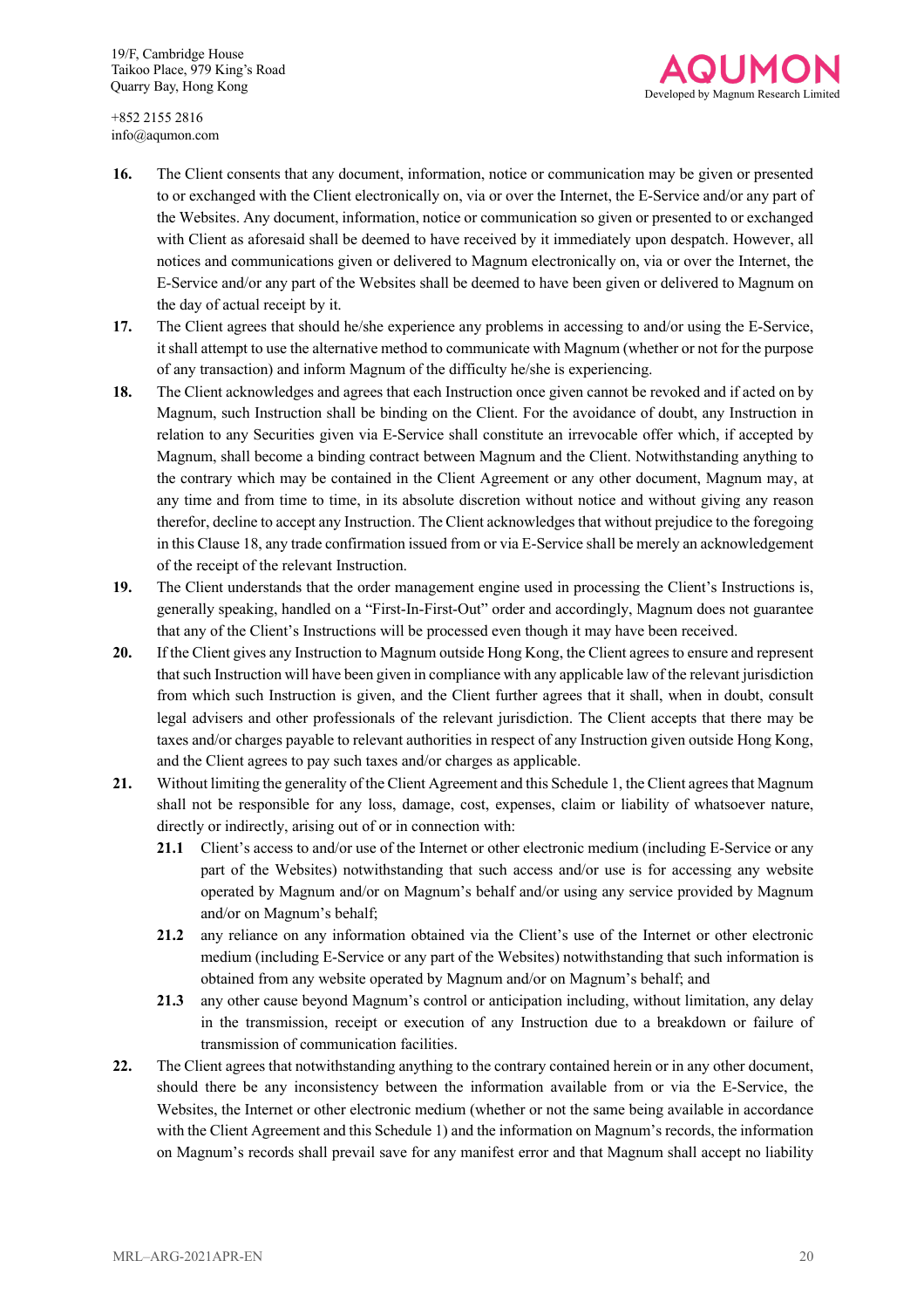**16.** The Client consents that any document, information, notice or communication may be given or presented to or exchanged with the Client electronically on, via or over the Internet, the E-Service and/or any part of the Websites. Any document, information, notice or communication so given or presented to or exchanged with Client as aforesaid shall be deemed to have received by it immediately upon despatch. However, all notices and communications given or delivered to Magnum electronically on, via or over the Internet, the E-Service and/or any part of the Websites shall be deemed to have been given or delivered to Magnum on the day of actual receipt by it.

**17.** The Client agrees that should he/she experience any problems in accessing to and/or using the E-Service, it shall attempt to use the alternative method to communicate with Magnum (whether or not for the purpose of any transaction) and inform Magnum of the difficulty he/she is experiencing.

**18.** The Client acknowledges and agrees that each Instruction once given cannot be revoked and if acted on by Magnum, such Instruction shall be binding on the Client. For the avoidance of doubt, any Instruction in relation to any Securities given via E-Service shall constitute an irrevocable offer which, if accepted by Magnum, shall become a binding contract between Magnum and the Client. Notwithstanding anything to the contrary which may be contained in the Client Agreement or any other document, Magnum may, at any time and from time to time, in its absolute discretion without notice and without giving any reason therefor, decline to accept any Instruction. The Client acknowledges that without prejudice to the foregoing in this Clause 18, any trade confirmation issued from or via E-Service shall be merely an acknowledgement of the receipt of the relevant Instruction.

**19.** The Client understands that the order management engine used in processing the Client's Instructions is, generally speaking, handled on a "First-In-First-Out" order and accordingly, Magnum does not guarantee that any of the Client's Instructions will be processed even though it may have been received.

**20.** If the Client gives any Instruction to Magnum outside Hong Kong, the Client agrees to ensure and represent that such Instruction will have been given in compliance with any applicable law of the relevant jurisdiction from which such Instruction is given, and the Client further agrees that it shall, when in doubt, consult legal advisers and other professionals of the relevant jurisdiction. The Client accepts that there may be taxes and/or charges payable to relevant authorities in respect of any Instruction given outside Hong Kong, and the Client agrees to pay such taxes and/or charges as applicable.

**21.** Without limiting the generality of the Client Agreement and this Schedule 1, the Client agrees that Magnum shall not be responsible for any loss, damage, cost, expenses, claim or liability of whatsoever nature, directly or indirectly, arising out of or in connection with:

**21.1** Client's access to and/or use of the Internet or other electronic medium (including E-Service or any part of the Websites) notwithstanding that such access and/or use is for accessing any website operated by Magnum and/or on Magnum's behalf and/or using any service provided by Magnum and/or on Magnum's behalf;

**21.2** any reliance on any information obtained via the Client's use of the Internet or other electronic medium (including E-Service or any part of the Websites) notwithstanding that such information is obtained from any website operated by Magnum and/or on Magnum's behalf; and

**21.3** any other cause beyond Magnum's control or anticipation including, without limitation, any delay in the transmission, receipt or execution of any Instruction due to a breakdown or failure of transmission of communication facilities.

**22.** The Client agrees that notwithstanding anything to the contrary contained herein or in any other document, should there be any inconsistency between the information available from or via the E-Service, the Websites, the Internet or other electronic medium (whether or not the same being available in accordance with the Client Agreement and this Schedule 1) and the information on Magnum's records, the information on Magnum's records shall prevail save for any manifest error and that Magnum shall accept no liability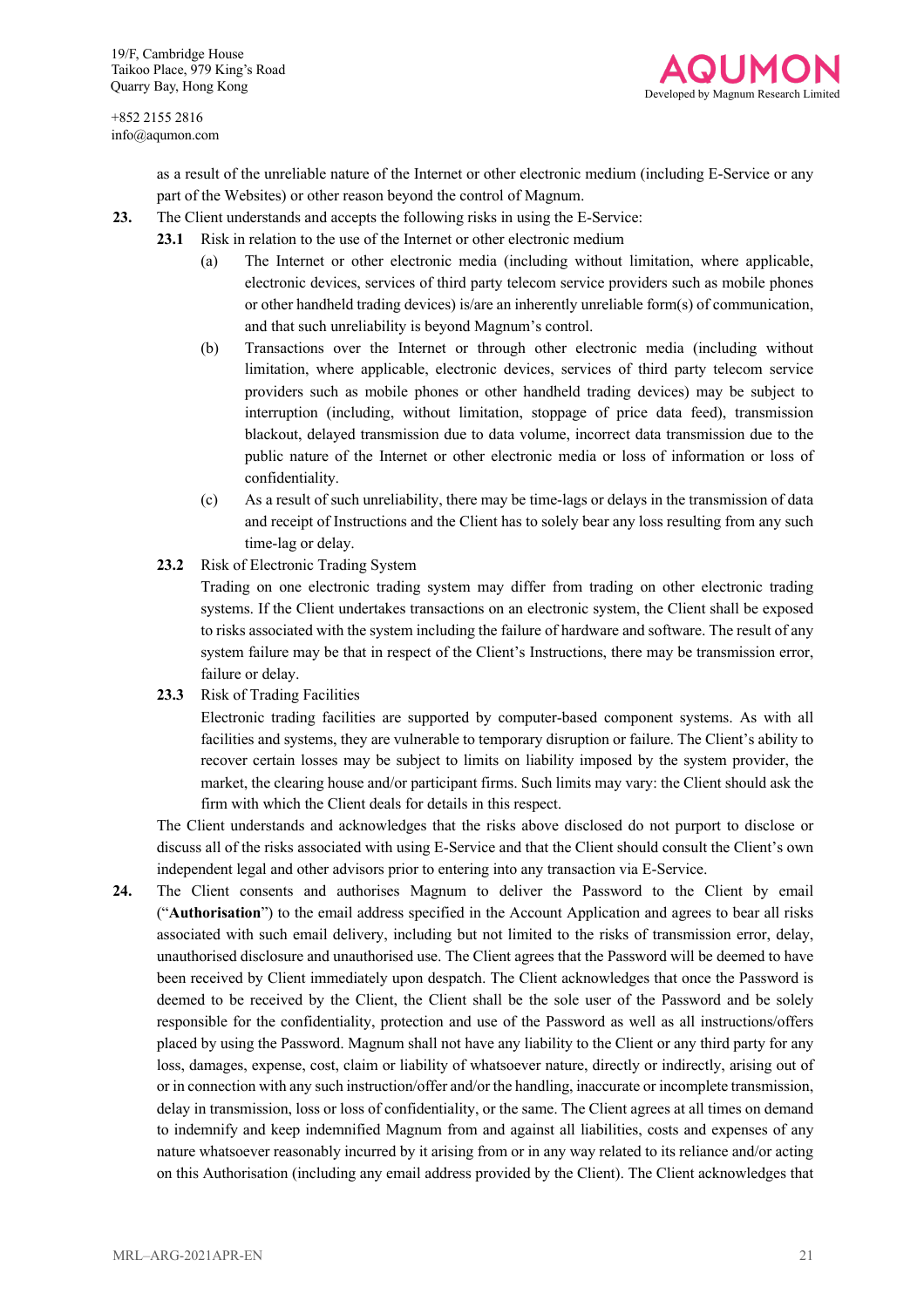as a result of the unreliable nature of the Internet or other electronic medium (including E-Service or any part of the Websites) or other reason beyond the control of Magnum.

**23.** The Client understands and accepts the following risks in using the E-Service:

**23.1** Risk in relation to the use of the Internet or other electronic medium

(a) The Internet or other electronic media (including without limitation, where applicable, electronic devices, services of third party telecom service providers such as mobile phones or other handheld trading devices) is/are an inherently unreliable form(s) of communication, and that such unreliability is beyond Magnum's control.

(b) Transactions over the Internet or through other electronic media (including without limitation, where applicable, electronic devices, services of third party telecom service providers such as mobile phones or other handheld trading devices) may be subject to interruption (including, without limitation, stoppage of price data feed), transmission blackout, delayed transmission due to data volume, incorrect data transmission due to the public nature of the Internet or other electronic media or loss of information or loss of confidentiality.

(c) As a result of such unreliability, there may be time-lags or delays in the transmission of data and receipt of Instructions and the Client has to solely bear any loss resulting from any such time-lag or delay.

**23.2** Risk of Electronic Trading System

Trading on one electronic trading system may differ from trading on other electronic trading systems. If the Client undertakes transactions on an electronic system, the Client shall be exposed to risks associated with the system including the failure of hardware and software. The result of any system failure may be that in respect of the Client's Instructions, there may be transmission error, failure or delay.

**23.3** Risk of Trading Facilities

Electronic trading facilities are supported by computer-based component systems. As with all facilities and systems, they are vulnerable to temporary disruption or failure. The Client's ability to recover certain losses may be subject to limits on liability imposed by the system provider, the market, the clearing house and/or participant firms. Such limits may vary: the Client should ask the firm with which the Client deals for details in this respect.

The Client understands and acknowledges that the risks above disclosed do not purport to disclose or discuss all of the risks associated with using E-Service and that the Client should consult the Client's own independent legal and other advisors prior to entering into any transaction via E-Service.

**24.** The Client consents and authorises Magnum to deliver the Password to the Client by email ("**Authorisation**") to the email address specified in the Account Application and agrees to bear all risks associated with such email delivery, including but not limited to the risks of transmission error, delay, unauthorised disclosure and unauthorised use. The Client agrees that the Password will be deemed to have been received by Client immediately upon despatch. The Client acknowledges that once the Password is deemed to be received by the Client, the Client shall be the sole user of the Password and be solely responsible for the confidentiality, protection and use of the Password as well as all instructions/offers placed by using the Password. Magnum shall not have any liability to the Client or any third party for any loss, damages, expense, cost, claim or liability of whatsoever nature, directly or indirectly, arising out of or in connection with any such instruction/offer and/or the handling, inaccurate or incomplete transmission, delay in transmission, loss or loss of confidentiality, or the same. The Client agrees at all times on demand to indemnify and keep indemnified Magnum from and against all liabilities, costs and expenses of any nature whatsoever reasonably incurred by it arising from or in any way related to its reliance and/or acting on this Authorisation (including any email address provided by the Client). The Client acknowledges that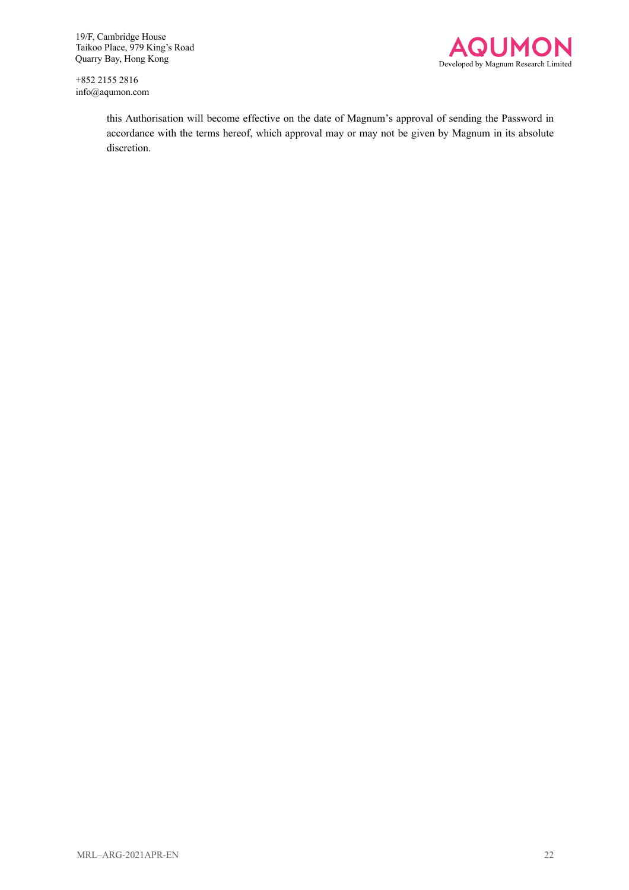this Authorisation will become effective on the date of Magnum's approval of sending the Password in accordance with the terms hereof, which approval may or may not be given by Magnum in its absolute discretion.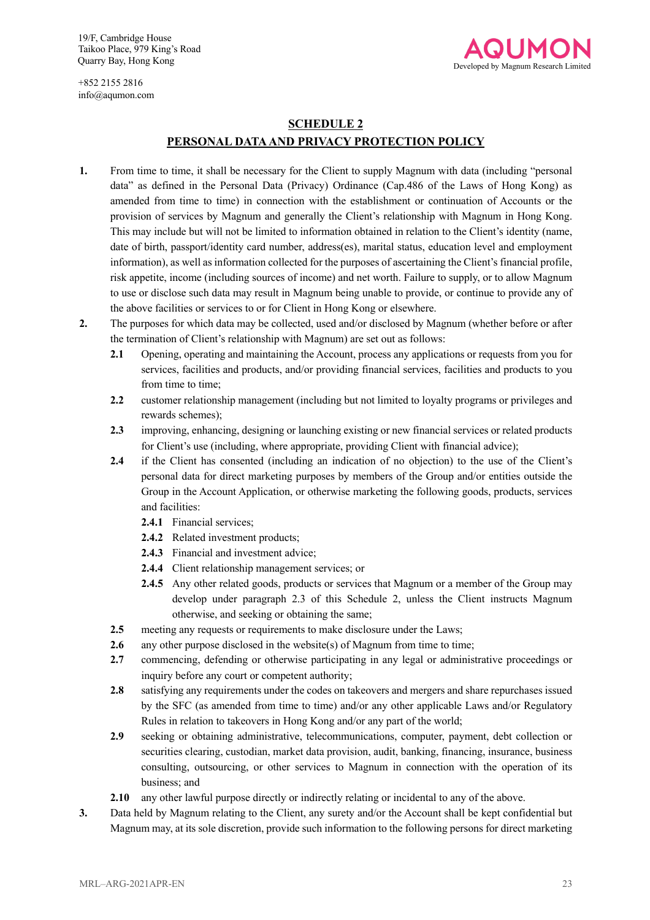## SCHEDULE 2

## PERSONAL DATA AND PRIVACY PROTECTION POLICY

**1.** From time to time, it shall be necessary for the Client to supply Magnum with data (including "personal data" as defined in the Personal Data (Privacy) Ordinance (Cap.486 of the Laws of Hong Kong) as amended from time to time) in connection with the establishment or continuation of Accounts or the provision of services by Magnum and generally the Client's relationship with Magnum in Hong Kong. This may include but will not be limited to information obtained in relation to the Client's identity (name, date of birth, passport/identity card number, address(es), marital status, education level and employment information), as well as information collected for the purposes of ascertaining the Client's financial profile, risk appetite, income (including sources of income) and net worth. Failure to supply, or to allow Magnum to use or disclose such data may result in Magnum being unable to provide, or continue to provide any of the above facilities or services to or for Client in Hong Kong or elsewhere.

**2.** The purposes for which data may be collected, used and/or disclosed by Magnum (whether before or after the termination of Client's relationship with Magnum) are set out as follows:

- **2.1** Opening, operating and maintaining the Account, process any applications or requests from you for services, facilities and products, and/or providing financial services, facilities and products to you from time to time;
- **2.2** customer relationship management (including but not limited to loyalty programs or privileges and rewards schemes);
- **2.3** improving, enhancing, designing or launching existing or new financial services or related products for Client's use (including, where appropriate, providing Client with financial advice);
- **2.4** if the Client has consented (including an indication of no objection) to the use of the Client's personal data for direct marketing purposes by members of the Group and/or entities outside the Group in the Account Application, or otherwise marketing the following goods, products, services and facilities:
  - **2.4.1** Financial services;
  - **2.4.2** Related investment products;
  - **2.4.3** Financial and investment advice;
  - **2.4.4** Client relationship management services; or
  - **2.4.5** Any other related goods, products or services that Magnum or a member of the Group may develop under paragraph 2.3 of this Schedule 2, unless the Client instructs Magnum otherwise, and seeking or obtaining the same;
- **2.5** meeting any requests or requirements to make disclosure under the Laws;
- **2.6** any other purpose disclosed in the website(s) of Magnum from time to time;
- **2.7** commencing, defending or otherwise participating in any legal or administrative proceedings or inquiry before any court or competent authority;
- **2.8** satisfying any requirements under the codes on takeovers and mergers and share repurchases issued by the SFC (as amended from time to time) and/or any other applicable Laws and/or Regulatory Rules in relation to takeovers in Hong Kong and/or any part of the world;
- **2.9** seeking or obtaining administrative, telecommunications, computer, payment, debt collection or securities clearing, custodian, market data provision, audit, banking, financing, insurance, business consulting, outsourcing, or other services to Magnum in connection with the operation of its business; and
- **2.10** any other lawful purpose directly or indirectly relating or incidental to any of the above.

**3.** Data held by Magnum relating to the Client, any surety and/or the Account shall be kept confidential but Magnum may, at its sole discretion, provide such information to the following persons for direct marketing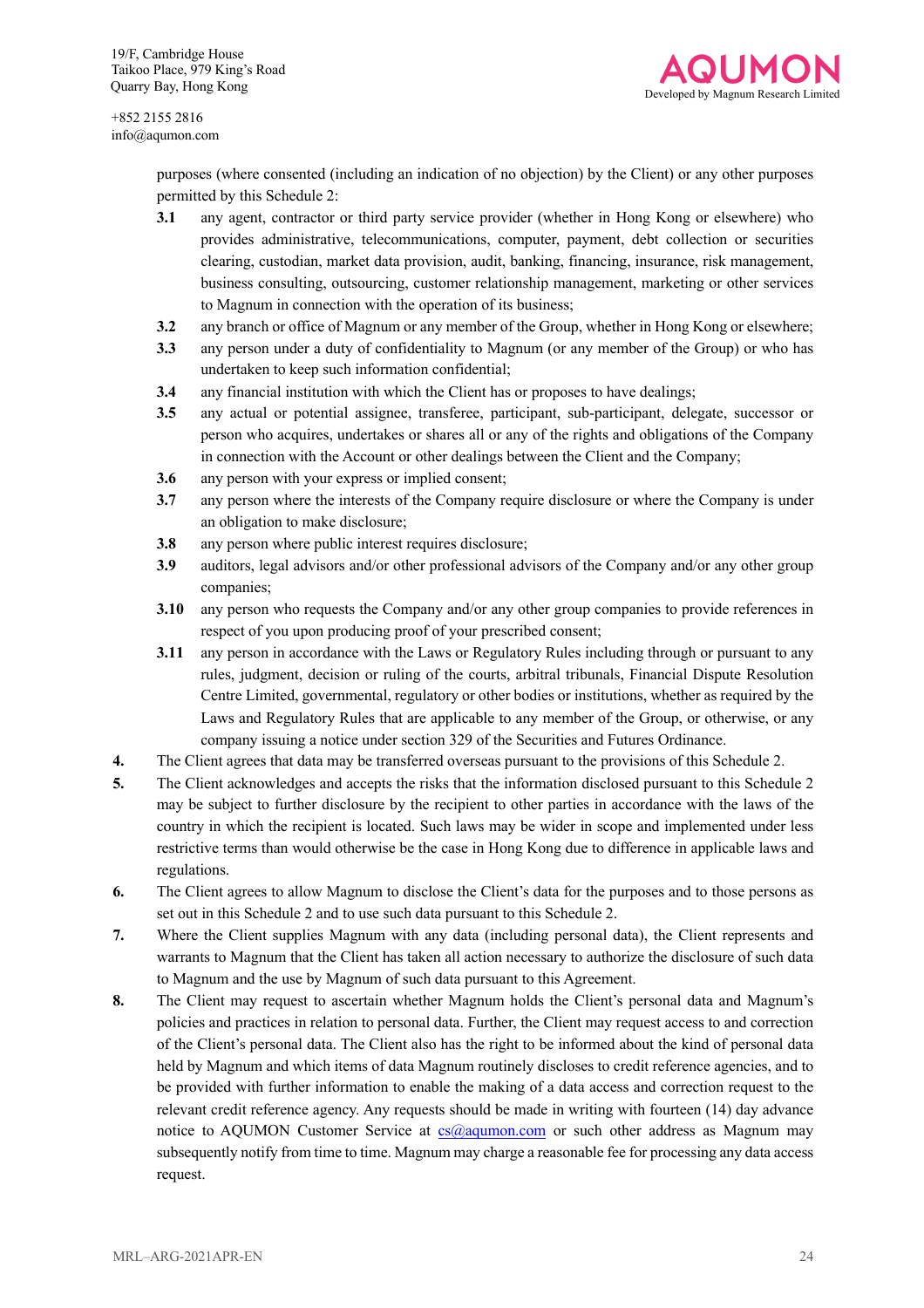purposes (where consented (including an indication of no objection) by the Client) or any other purposes permitted by this Schedule 2:

**3.1** any agent, contractor or third party service provider (whether in Hong Kong or elsewhere) who provides administrative, telecommunications, computer, payment, debt collection or securities clearing, custodian, market data provision, audit, banking, financing, insurance, risk management, business consulting, outsourcing, customer relationship management, marketing or other services to Magnum in connection with the operation of its business;

**3.2** any branch or office of Magnum or any member of the Group, whether in Hong Kong or elsewhere;

**3.3** any person under a duty of confidentiality to Magnum (or any member of the Group) or who has undertaken to keep such information confidential;

**3.4** any financial institution with which the Client has or proposes to have dealings;

**3.5** any actual or potential assignee, transferee, participant, sub-participant, delegate, successor or person who acquires, undertakes or shares all or any of the rights and obligations of the Company in connection with the Account or other dealings between the Client and the Company;

**3.6** any person with your express or implied consent;

**3.7** any person where the interests of the Company require disclosure or where the Company is under an obligation to make disclosure;

**3.8** any person where public interest requires disclosure;

**3.9** auditors, legal advisors and/or other professional advisors of the Company and/or any other group companies;

**3.10** any person who requests the Company and/or any other group companies to provide references in respect of you upon producing proof of your prescribed consent;

**3.11** any person in accordance with the Laws or Regulatory Rules including through or pursuant to any rules, judgment, decision or ruling of the courts, arbitral tribunals, Financial Dispute Resolution Centre Limited, governmental, regulatory or other bodies or institutions, whether as required by the Laws and Regulatory Rules that are applicable to any member of the Group, or otherwise, or any company issuing a notice under section 329 of the Securities and Futures Ordinance.

**4.** The Client agrees that data may be transferred overseas pursuant to the provisions of this Schedule 2.

**5.** The Client acknowledges and accepts the risks that the information disclosed pursuant to this Schedule 2 may be subject to further disclosure by the recipient to other parties in accordance with the laws of the country in which the recipient is located. Such laws may be wider in scope and implemented under less restrictive terms than would otherwise be the case in Hong Kong due to difference in applicable laws and regulations.

**6.** The Client agrees to allow Magnum to disclose the Client's data for the purposes and to those persons as set out in this Schedule 2 and to use such data pursuant to this Schedule 2.

**7.** Where the Client supplies Magnum with any data (including personal data), the Client represents and warrants to Magnum that the Client has taken all action necessary to authorize the disclosure of such data to Magnum and the use by Magnum of such data pursuant to this Agreement.

**8.** The Client may request to ascertain whether Magnum holds the Client's personal data and Magnum's policies and practices in relation to personal data. Further, the Client may request access to and correction of the Client's personal data. The Client also has the right to be informed about the kind of personal data held by Magnum and which items of data Magnum routinely discloses to credit reference agencies, and to be provided with further information to enable the making of a data access and correction request to the relevant credit reference agency. Any requests should be made in writing with fourteen (14) day advance notice to AQUMON Customer Service at cs@aqumon.com or such other address as Magnum may subsequently notify from time to time. Magnum may charge a reasonable fee for processing any data access request.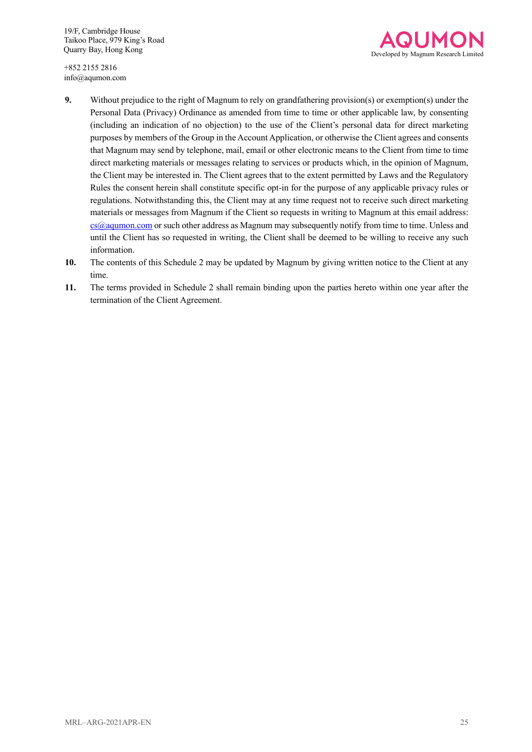9. Without prejudice to the right of Magnum to rely on grandfathering provision(s) or exemption(s) under the Personal Data (Privacy) Ordinance as amended from time to time or other applicable law, by consenting (including an indication of no objection) to the use of the Client's personal data for direct marketing purposes by members of the Group in the Account Application, or otherwise the Client agrees and consents that Magnum may send by telephone, mail, email or other electronic means to the Client from time to time direct marketing materials or messages relating to services or products which, in the opinion of Magnum, the Client may be interested in. The Client agrees that to the extent permitted by Laws and the Regulatory Rules the consent herein shall constitute specific opt-in for the purpose of any applicable privacy rules or regulations. Notwithstanding this, the Client may at any time request not to receive such direct marketing materials or messages from Magnum if the Client so requests in writing to Magnum at this email address: cs@aqumon.com or such other address as Magnum may subsequently notify from time to time. Unless and until the Client has so requested in writing, the Client shall be deemed to be willing to receive any such information.
10. The contents of this Schedule 2 may be updated by Magnum by giving written notice to the Client at any time.
11. The terms provided in Schedule 2 shall remain binding upon the parties hereto within one year after the termination of the Client Agreement.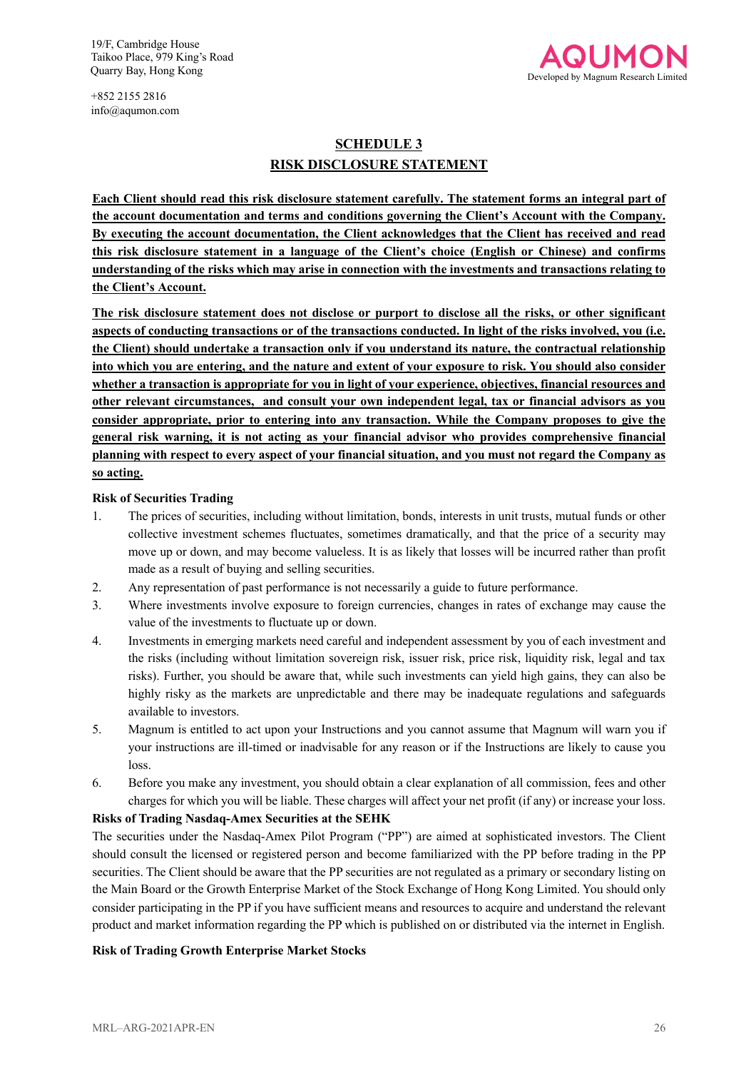## SCHEDULE 3

## RISK DISCLOSURE STATEMENT

**Each Client should read this risk disclosure statement carefully. The statement forms an integral part of the account documentation and terms and conditions governing the Client's Account with the Company. By executing the account documentation, the Client acknowledges that the Client has received and read this risk disclosure statement in a language of the Client's choice (English or Chinese) and confirms understanding of the risks which may arise in connection with the investments and transactions relating to the Client's Account.**

**The risk disclosure statement does not disclose or purport to disclose all the risks, or other significant aspects of conducting transactions or of the transactions conducted. In light of the risks involved, you (i.e. the Client) should undertake a transaction only if you understand its nature, the contractual relationship into which you are entering, and the nature and extent of your exposure to risk. You should also consider whether a transaction is appropriate for you in light of your experience, objectives, financial resources and other relevant circumstances, and consult your own independent legal, tax or financial advisors as you consider appropriate, prior to entering into any transaction. While the Company proposes to give the general risk warning, it is not acting as your financial advisor who provides comprehensive financial planning with respect to every aspect of your financial situation, and you must not regard the Company as so acting.**

**Risk of Securities Trading**

1. The prices of securities, including without limitation, bonds, interests in unit trusts, mutual funds or other collective investment schemes fluctuates, sometimes dramatically, and that the price of a security may move up or down, and may become valueless. It is as likely that losses will be incurred rather than profit made as a result of buying and selling securities.
2. Any representation of past performance is not necessarily a guide to future performance.
3. Where investments involve exposure to foreign currencies, changes in rates of exchange may cause the value of the investments to fluctuate up or down.
4. Investments in emerging markets need careful and independent assessment by you of each investment and the risks (including without limitation sovereign risk, issuer risk, price risk, liquidity risk, legal and tax risks). Further, you should be aware that, while such investments can yield high gains, they can also be highly risky as the markets are unpredictable and there may be inadequate regulations and safeguards available to investors.
5. Magnum is entitled to act upon your Instructions and you cannot assume that Magnum will warn you if your instructions are ill-timed or inadvisable for any reason or if the Instructions are likely to cause you loss.
6. Before you make any investment, you should obtain a clear explanation of all commission, fees and other charges for which you will be liable. These charges will affect your net profit (if any) or increase your loss.

**Risks of Trading Nasdaq-Amex Securities at the SEHK**

The securities under the Nasdaq-Amex Pilot Program ("PP") are aimed at sophisticated investors. The Client should consult the licensed or registered person and become familiarized with the PP before trading in the PP securities. The Client should be aware that the PP securities are not regulated as a primary or secondary listing on the Main Board or the Growth Enterprise Market of the Stock Exchange of Hong Kong Limited. You should only consider participating in the PP if you have sufficient means and resources to acquire and understand the relevant product and market information regarding the PP which is published on or distributed via the internet in English.

**Risk of Trading Growth Enterprise Market Stocks**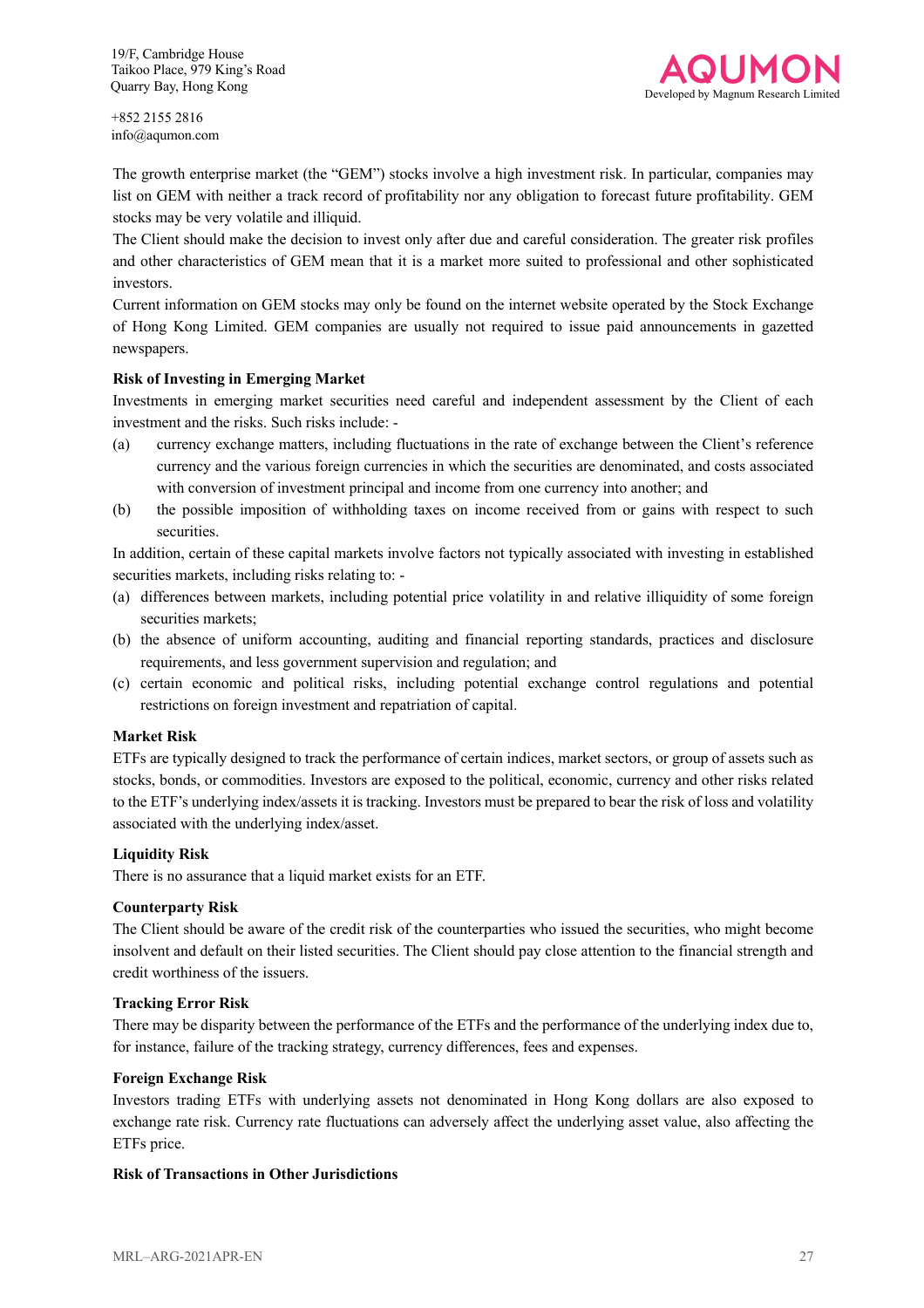The growth enterprise market (the "GEM") stocks involve a high investment risk. In particular, companies may list on GEM with neither a track record of profitability nor any obligation to forecast future profitability. GEM stocks may be very volatile and illiquid.

The Client should make the decision to invest only after due and careful consideration. The greater risk profiles and other characteristics of GEM mean that it is a market more suited to professional and other sophisticated investors.

Current information on GEM stocks may only be found on the internet website operated by the Stock Exchange of Hong Kong Limited. GEM companies are usually not required to issue paid announcements in gazetted newspapers.

**Risk of Investing in Emerging Market**

Investments in emerging market securities need careful and independent assessment by the Client of each investment and the risks. Such risks include: -

(a) currency exchange matters, including fluctuations in the rate of exchange between the Client's reference currency and the various foreign currencies in which the securities are denominated, and costs associated with conversion of investment principal and income from one currency into another; and

(b) the possible imposition of withholding taxes on income received from or gains with respect to such securities.

In addition, certain of these capital markets involve factors not typically associated with investing in established securities markets, including risks relating to: -

(a) differences between markets, including potential price volatility in and relative illiquidity of some foreign securities markets;

(b) the absence of uniform accounting, auditing and financial reporting standards, practices and disclosure requirements, and less government supervision and regulation; and

(c) certain economic and political risks, including potential exchange control regulations and potential restrictions on foreign investment and repatriation of capital.

**Market Risk**

ETFs are typically designed to track the performance of certain indices, market sectors, or group of assets such as stocks, bonds, or commodities. Investors are exposed to the political, economic, currency and other risks related to the ETF's underlying index/assets it is tracking. Investors must be prepared to bear the risk of loss and volatility associated with the underlying index/asset.

**Liquidity Risk**

There is no assurance that a liquid market exists for an ETF.

**Counterparty Risk**

The Client should be aware of the credit risk of the counterparties who issued the securities, who might become insolvent and default on their listed securities. The Client should pay close attention to the financial strength and credit worthiness of the issuers.

**Tracking Error Risk**

There may be disparity between the performance of the ETFs and the performance of the underlying index due to, for instance, failure of the tracking strategy, currency differences, fees and expenses.

**Foreign Exchange Risk**

Investors trading ETFs with underlying assets not denominated in Hong Kong dollars are also exposed to exchange rate risk. Currency rate fluctuations can adversely affect the underlying asset value, also affecting the ETFs price.

**Risk of Transactions in Other Jurisdictions**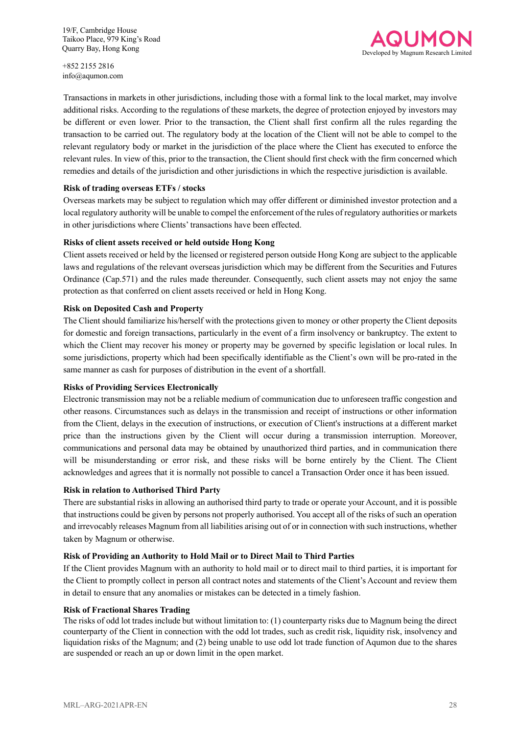Transactions in markets in other jurisdictions, including those with a formal link to the local market, may involve additional risks. According to the regulations of these markets, the degree of protection enjoyed by investors may be different or even lower. Prior to the transaction, the Client shall first confirm all the rules regarding the transaction to be carried out. The regulatory body at the location of the Client will not be able to compel to the relevant regulatory body or market in the jurisdiction of the place where the Client has executed to enforce the relevant rules. In view of this, prior to the transaction, the Client should first check with the firm concerned which remedies and details of the jurisdiction and other jurisdictions in which the respective jurisdiction is available.

**Risk of trading overseas ETFs / stocks**

Overseas markets may be subject to regulation which may offer different or diminished investor protection and a local regulatory authority will be unable to compel the enforcement of the rules of regulatory authorities or markets in other jurisdictions where Clients' transactions have been effected.

**Risks of client assets received or held outside Hong Kong**

Client assets received or held by the licensed or registered person outside Hong Kong are subject to the applicable laws and regulations of the relevant overseas jurisdiction which may be different from the Securities and Futures Ordinance (Cap.571) and the rules made thereunder. Consequently, such client assets may not enjoy the same protection as that conferred on client assets received or held in Hong Kong.

**Risk on Deposited Cash and Property**

The Client should familiarize his/herself with the protections given to money or other property the Client deposits for domestic and foreign transactions, particularly in the event of a firm insolvency or bankruptcy. The extent to which the Client may recover his money or property may be governed by specific legislation or local rules. In some jurisdictions, property which had been specifically identifiable as the Client's own will be pro-rated in the same manner as cash for purposes of distribution in the event of a shortfall.

**Risks of Providing Services Electronically**

Electronic transmission may not be a reliable medium of communication due to unforeseen traffic congestion and other reasons. Circumstances such as delays in the transmission and receipt of instructions or other information from the Client, delays in the execution of instructions, or execution of Client's instructions at a different market price than the instructions given by the Client will occur during a transmission interruption. Moreover, communications and personal data may be obtained by unauthorized third parties, and in communication there will be misunderstanding or error risk, and these risks will be borne entirely by the Client. The Client acknowledges and agrees that it is normally not possible to cancel a Transaction Order once it has been issued.

**Risk in relation to Authorised Third Party**

There are substantial risks in allowing an authorised third party to trade or operate your Account, and it is possible that instructions could be given by persons not properly authorised. You accept all of the risks of such an operation and irrevocably releases Magnum from all liabilities arising out of or in connection with such instructions, whether taken by Magnum or otherwise.

**Risk of Providing an Authority to Hold Mail or to Direct Mail to Third Parties**

If the Client provides Magnum with an authority to hold mail or to direct mail to third parties, it is important for the Client to promptly collect in person all contract notes and statements of the Client's Account and review them in detail to ensure that any anomalies or mistakes can be detected in a timely fashion.

**Risk of Fractional Shares Trading**

The risks of odd lot trades include but without limitation to: (1) counterparty risks due to Magnum being the direct counterparty of the Client in connection with the odd lot trades, such as credit risk, liquidity risk, insolvency and liquidation risks of the Magnum; and (2) being unable to use odd lot trade function of Aqumon due to the shares are suspended or reach an up or down limit in the open market.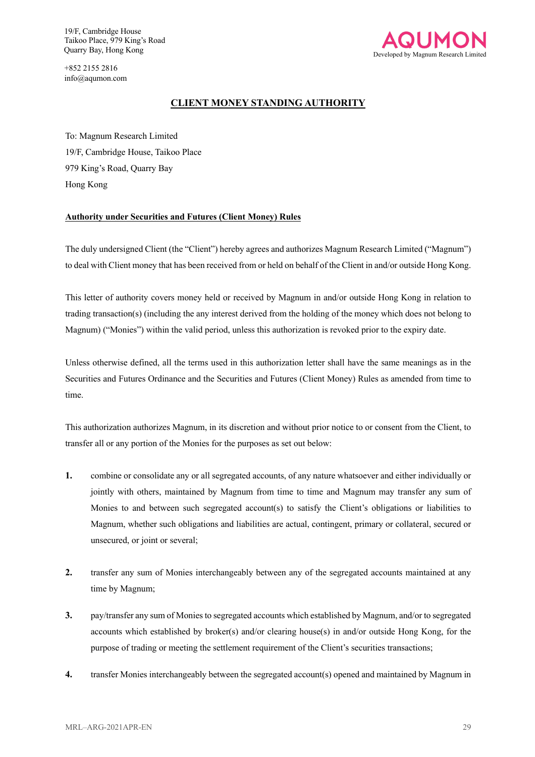19/F, Cambridge House
Taikoo Place, 979 King's Road
Quarry Bay, Hong Kong

+852 2155 2816
info@aqumon.com

AQUMON
Developed by Magnum Research Limited

# CLIENT MONEY STANDING AUTHORITY

To: Magnum Research Limited
19/F, Cambridge House, Taikoo Place
979 King's Road, Quarry Bay
Hong Kong

**Authority under Securities and Futures (Client Money) Rules**

The duly undersigned Client (the "Client") hereby agrees and authorizes Magnum Research Limited ("Magnum") to deal with Client money that has been received from or held on behalf of the Client in and/or outside Hong Kong.

This letter of authority covers money held or received by Magnum in and/or outside Hong Kong in relation to trading transaction(s) (including the any interest derived from the holding of the money which does not belong to Magnum) ("Monies") within the valid period, unless this authorization is revoked prior to the expiry date.

Unless otherwise defined, all the terms used in this authorization letter shall have the same meanings as in the Securities and Futures Ordinance and the Securities and Futures (Client Money) Rules as amended from time to time.

This authorization authorizes Magnum, in its discretion and without prior notice to or consent from the Client, to transfer all or any portion of the Monies for the purposes as set out below:

1. combine or consolidate any or all segregated accounts, of any nature whatsoever and either individually or jointly with others, maintained by Magnum from time to time and Magnum may transfer any sum of Monies to and between such segregated account(s) to satisfy the Client's obligations or liabilities to Magnum, whether such obligations and liabilities are actual, contingent, primary or collateral, secured or unsecured, or joint or several;

2. transfer any sum of Monies interchangeably between any of the segregated accounts maintained at any time by Magnum;

3. pay/transfer any sum of Monies to segregated accounts which established by Magnum, and/or to segregated accounts which established by broker(s) and/or clearing house(s) in and/or outside Hong Kong, for the purpose of trading or meeting the settlement requirement of the Client's securities transactions;

4. transfer Monies interchangeably between the segregated account(s) opened and maintained by Magnum in

MRL–ARG-2021APR-EN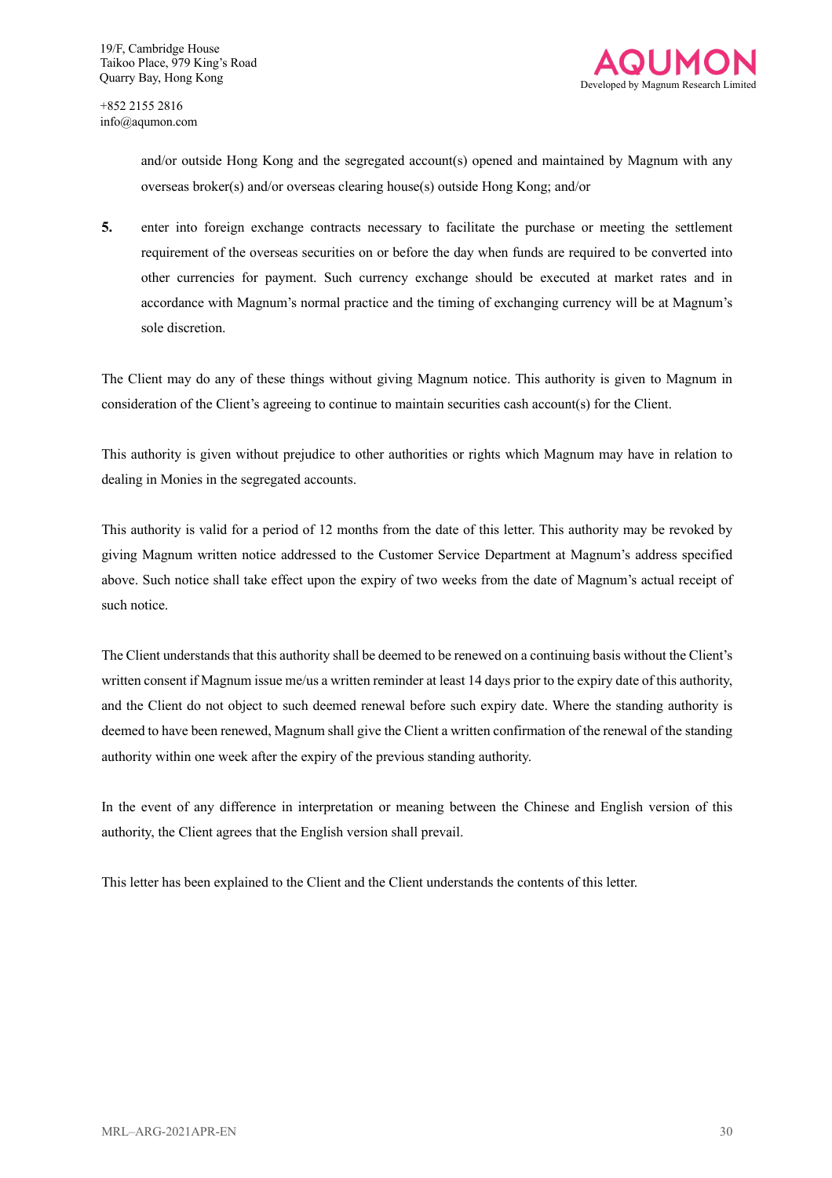and/or outside Hong Kong and the segregated account(s) opened and maintained by Magnum with any overseas broker(s) and/or overseas clearing house(s) outside Hong Kong; and/or

**5.** enter into foreign exchange contracts necessary to facilitate the purchase or meeting the settlement requirement of the overseas securities on or before the day when funds are required to be converted into other currencies for payment. Such currency exchange should be executed at market rates and in accordance with Magnum's normal practice and the timing of exchanging currency will be at Magnum's sole discretion.

The Client may do any of these things without giving Magnum notice. This authority is given to Magnum in consideration of the Client's agreeing to continue to maintain securities cash account(s) for the Client.

This authority is given without prejudice to other authorities or rights which Magnum may have in relation to dealing in Monies in the segregated accounts.

This authority is valid for a period of 12 months from the date of this letter. This authority may be revoked by giving Magnum written notice addressed to the Customer Service Department at Magnum's address specified above. Such notice shall take effect upon the expiry of two weeks from the date of Magnum's actual receipt of such notice.

The Client understands that this authority shall be deemed to be renewed on a continuing basis without the Client's written consent if Magnum issue me/us a written reminder at least 14 days prior to the expiry date of this authority, and the Client do not object to such deemed renewal before such expiry date. Where the standing authority is deemed to have been renewed, Magnum shall give the Client a written confirmation of the renewal of the standing authority within one week after the expiry of the previous standing authority.

In the event of any difference in interpretation or meaning between the Chinese and English version of this authority, the Client agrees that the English version shall prevail.

This letter has been explained to the Client and the Client understands the contents of this letter.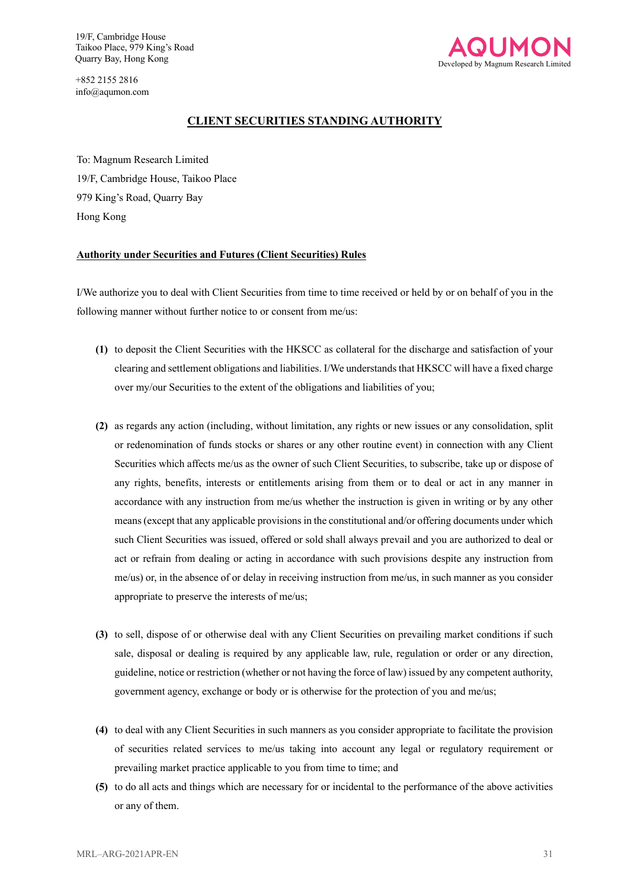19/F, Cambridge House
Taikoo Place, 979 King's Road
Quarry Bay, Hong Kong

+852 2155 2816
info@aqumon.com

AQUMON
Developed by Magnum Research Limited

# CLIENT SECURITIES STANDING AUTHORITY

To: Magnum Research Limited
19/F, Cambridge House, Taikoo Place
979 King's Road, Quarry Bay
Hong Kong

**Authority under Securities and Futures (Client Securities) Rules**

I/We authorize you to deal with Client Securities from time to time received or held by or on behalf of you in the following manner without further notice to or consent from me/us:

**(1)** to deposit the Client Securities with the HKSCC as collateral for the discharge and satisfaction of your clearing and settlement obligations and liabilities. I/We understands that HKSCC will have a fixed charge over my/our Securities to the extent of the obligations and liabilities of you;

**(2)** as regards any action (including, without limitation, any rights or new issues or any consolidation, split or redenomination of funds stocks or shares or any other routine event) in connection with any Client Securities which affects me/us as the owner of such Client Securities, to subscribe, take up or dispose of any rights, benefits, interests or entitlements arising from them or to deal or act in any manner in accordance with any instruction from me/us whether the instruction is given in writing or by any other means (except that any applicable provisions in the constitutional and/or offering documents under which such Client Securities was issued, offered or sold shall always prevail and you are authorized to deal or act or refrain from dealing or acting in accordance with such provisions despite any instruction from me/us) or, in the absence of or delay in receiving instruction from me/us, in such manner as you consider appropriate to preserve the interests of me/us;

**(3)** to sell, dispose of or otherwise deal with any Client Securities on prevailing market conditions if such sale, disposal or dealing is required by any applicable law, rule, regulation or order or any direction, guideline, notice or restriction (whether or not having the force of law) issued by any competent authority, government agency, exchange or body or is otherwise for the protection of you and me/us;

**(4)** to deal with any Client Securities in such manners as you consider appropriate to facilitate the provision of securities related services to me/us taking into account any legal or regulatory requirement or prevailing market practice applicable to you from time to time; and

**(5)** to do all acts and things which are necessary for or incidental to the performance of the above activities or any of them.

MRL–ARG-2021APR-EN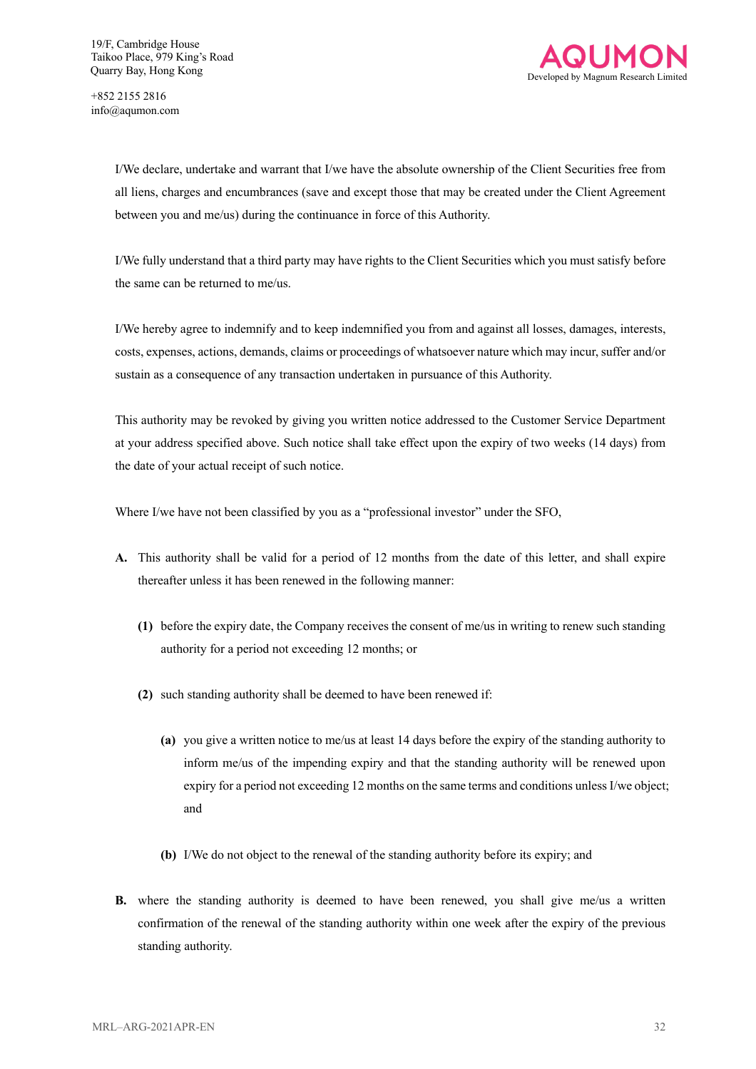I/We declare, undertake and warrant that I/we have the absolute ownership of the Client Securities free from all liens, charges and encumbrances (save and except those that may be created under the Client Agreement between you and me/us) during the continuance in force of this Authority.

I/We fully understand that a third party may have rights to the Client Securities which you must satisfy before the same can be returned to me/us.

I/We hereby agree to indemnify and to keep indemnified you from and against all losses, damages, interests, costs, expenses, actions, demands, claims or proceedings of whatsoever nature which may incur, suffer and/or sustain as a consequence of any transaction undertaken in pursuance of this Authority.

This authority may be revoked by giving you written notice addressed to the Customer Service Department at your address specified above. Such notice shall take effect upon the expiry of two weeks (14 days) from the date of your actual receipt of such notice.

Where I/we have not been classified by you as a "professional investor" under the SFO,

**A.** This authority shall be valid for a period of 12 months from the date of this letter, and shall expire thereafter unless it has been renewed in the following manner:

- **(1)** before the expiry date, the Company receives the consent of me/us in writing to renew such standing authority for a period not exceeding 12 months; or

- **(2)** such standing authority shall be deemed to have been renewed if:

  - **(a)** you give a written notice to me/us at least 14 days before the expiry of the standing authority to inform me/us of the impending expiry and that the standing authority will be renewed upon expiry for a period not exceeding 12 months on the same terms and conditions unless I/we object; and

  - **(b)** I/We do not object to the renewal of the standing authority before its expiry; and

**B.** where the standing authority is deemed to have been renewed, you shall give me/us a written confirmation of the renewal of the standing authority within one week after the expiry of the previous standing authority.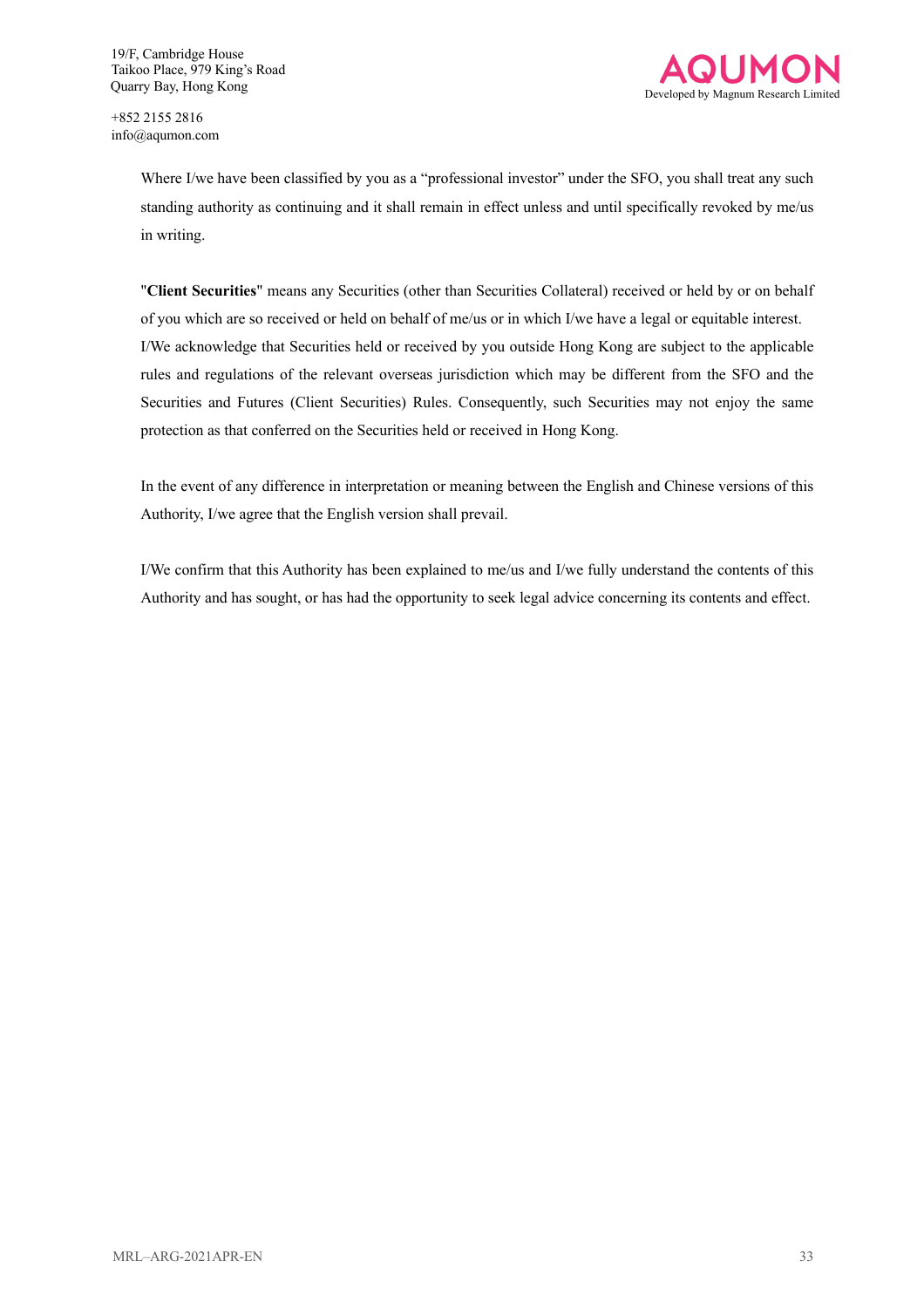Where I/we have been classified by you as a "professional investor" under the SFO, you shall treat any such standing authority as continuing and it shall remain in effect unless and until specifically revoked by me/us in writing.

"**Client Securities**" means any Securities (other than Securities Collateral) received or held by or on behalf of you which are so received or held on behalf of me/us or in which I/we have a legal or equitable interest. I/We acknowledge that Securities held or received by you outside Hong Kong are subject to the applicable rules and regulations of the relevant overseas jurisdiction which may be different from the SFO and the Securities and Futures (Client Securities) Rules. Consequently, such Securities may not enjoy the same protection as that conferred on the Securities held or received in Hong Kong.

In the event of any difference in interpretation or meaning between the English and Chinese versions of this Authority, I/we agree that the English version shall prevail.

I/We confirm that this Authority has been explained to me/us and I/we fully understand the contents of this Authority and has sought, or has had the opportunity to seek legal advice concerning its contents and effect.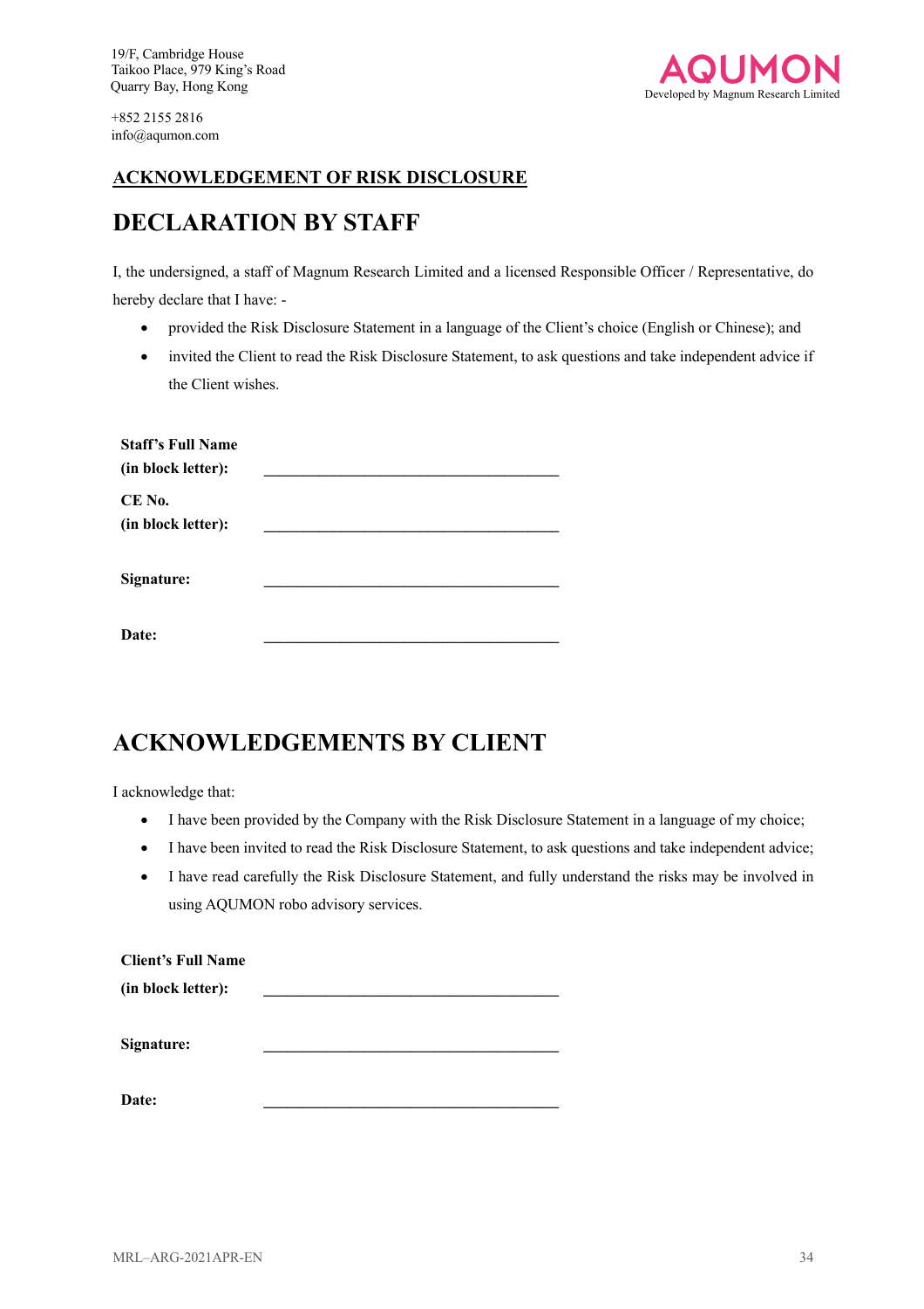19/F, Cambridge House
Taikoo Place, 979 King's Road
Quarry Bay, Hong Kong

+852 2155 2816
info@aqumon.com

AQUMON
Developed by Magnum Research Limited

**ACKNOWLEDGEMENT OF RISK DISCLOSURE**

# DECLARATION BY STAFF

I, the undersigned, a staff of Magnum Research Limited and a licensed Responsible Officer / Representative, do hereby declare that I have: -

- provided the Risk Disclosure Statement in a language of the Client's choice (English or Chinese); and
- invited the Client to read the Risk Disclosure Statement, to ask questions and take independent advice if the Client wishes.

**Staff's Full Name (in block letter):** ______________________________

**CE No. (in block letter):** ______________________________

**Signature:** ______________________________

**Date:** ______________________________

# ACKNOWLEDGEMENTS BY CLIENT

I acknowledge that:

- I have been provided by the Company with the Risk Disclosure Statement in a language of my choice;
- I have been invited to read the Risk Disclosure Statement, to ask questions and take independent advice;
- I have read carefully the Risk Disclosure Statement, and fully understand the risks may be involved in using AQUMON robo advisory services.

**Client's Full Name (in block letter):** ______________________________

**Signature:** ______________________________

**Date:** ______________________________

MRL–ARG-2021APR-EN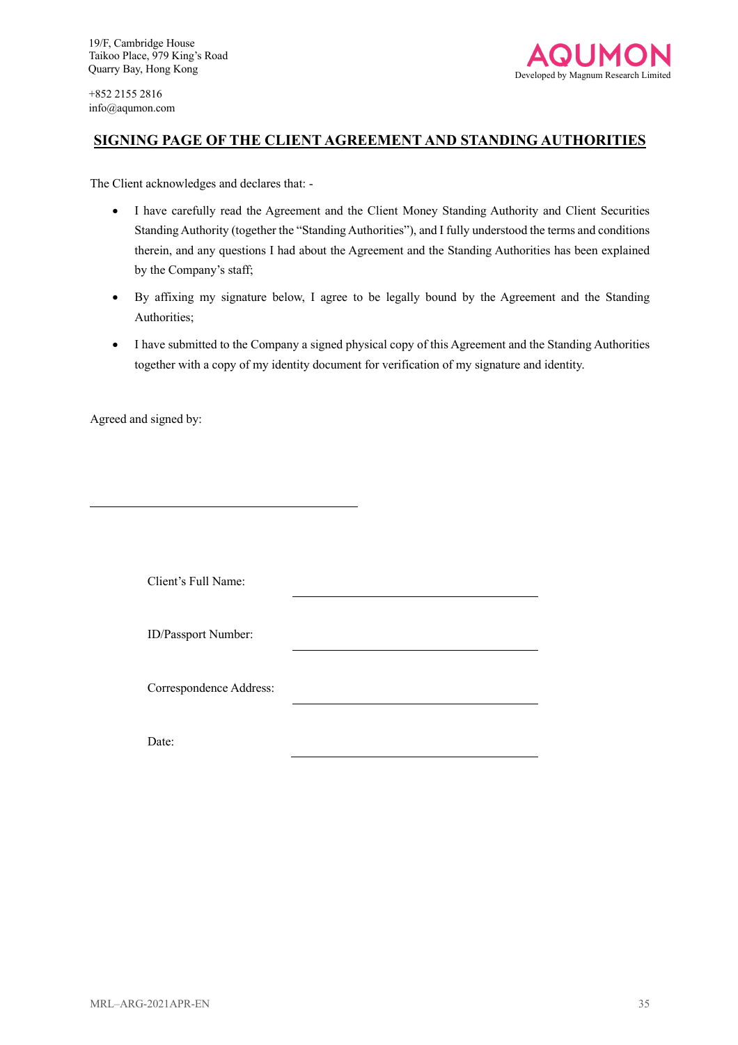19/F, Cambridge House
Taikoo Place, 979 King's Road
Quarry Bay, Hong Kong

+852 2155 2816
info@aqumon.com

AQUMON
Developed by Magnum Research Limited

# SIGNING PAGE OF THE CLIENT AGREEMENT AND STANDING AUTHORITIES

The Client acknowledges and declares that: -

- I have carefully read the Agreement and the Client Money Standing Authority and Client Securities Standing Authority (together the "Standing Authorities"), and I fully understood the terms and conditions therein, and any questions I had about the Agreement and the Standing Authorities has been explained by the Company's staff;
- By affixing my signature below, I agree to be legally bound by the Agreement and the Standing Authorities;
- I have submitted to the Company a signed physical copy of this Agreement and the Standing Authorities together with a copy of my identity document for verification of my signature and identity.

Agreed and signed by:

\_\_\_\_\_\_\_\_\_\_\_\_\_\_\_\_\_\_\_\_\_\_\_\_\_\_\_\_\_\_\_\_\_\_\_\_

Client's Full Name: \_\_\_\_\_\_\_\_\_\_\_\_\_\_\_\_\_\_\_\_\_\_\_\_\_\_\_\_

ID/Passport Number: \_\_\_\_\_\_\_\_\_\_\_\_\_\_\_\_\_\_\_\_\_\_\_\_\_\_\_\_

Correspondence Address: \_\_\_\_\_\_\_\_\_\_\_\_\_\_\_\_\_\_\_\_\_\_\_\_\_\_\_\_

Date: \_\_\_\_\_\_\_\_\_\_\_\_\_\_\_\_\_\_\_\_\_\_\_\_\_\_\_\_

MRL–ARG-2021APR-EN